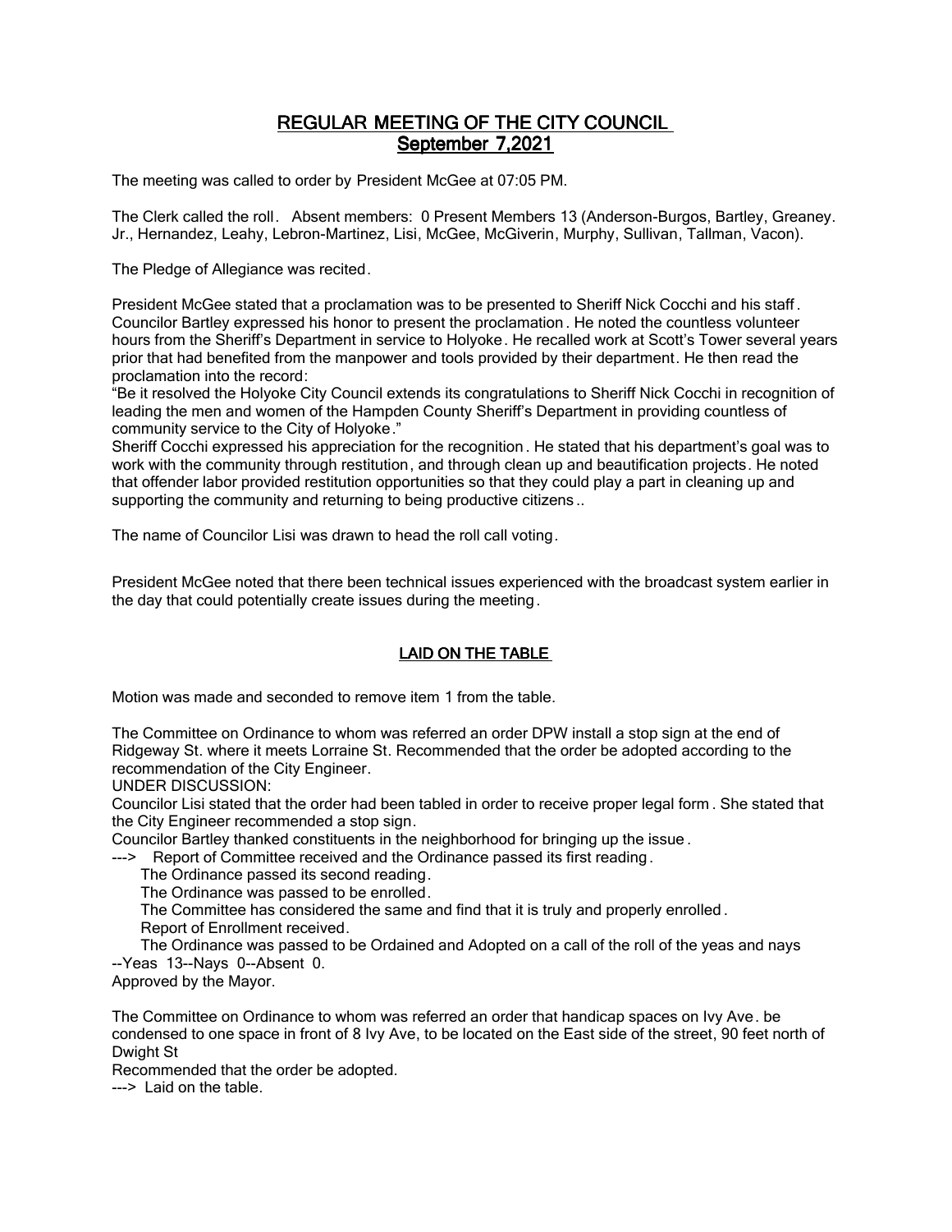# REGULAR MEETING OF THE CITY COUNCIL
## September 7,2021

The meeting was called to order by President McGee at 07:05 PM.

The Clerk called the roll. Absent members: 0 Present Members 13 (Anderson-Burgos, Bartley, Greaney. Jr., Hernandez, Leahy, Lebron-Martinez, Lisi, McGee, McGiverin, Murphy, Sullivan, Tallman, Vacon).

The Pledge of Allegiance was recited.

President McGee stated that a proclamation was to be presented to Sheriff Nick Cocchi and his staff. Councilor Bartley expressed his honor to present the proclamation. He noted the countless volunteer hours from the Sheriff's Department in service to Holyoke. He recalled work at Scott's Tower several years prior that had benefited from the manpower and tools provided by their department. He then read the proclamation into the record:

"Be it resolved the Holyoke City Council extends its congratulations to Sheriff Nick Cocchi in recognition of leading the men and women of the Hampden County Sheriff's Department in providing countless of community service to the City of Holyoke."

Sheriff Cocchi expressed his appreciation for the recognition. He stated that his department's goal was to work with the community through restitution, and through clean up and beautification projects. He noted that offender labor provided restitution opportunities so that they could play a part in cleaning up and supporting the community and returning to being productive citizens..

The name of Councilor Lisi was drawn to head the roll call voting.

President McGee noted that there been technical issues experienced with the broadcast system earlier in the day that could potentially create issues during the meeting.

## LAID ON THE TABLE

Motion was made and seconded to remove item 1 from the table.

The Committee on Ordinance to whom was referred an order DPW install a stop sign at the end of Ridgeway St. where it meets Lorraine St. Recommended that the order be adopted according to the recommendation of the City Engineer.

UNDER DISCUSSION:

Councilor Lisi stated that the order had been tabled in order to receive proper legal form. She stated that the City Engineer recommended a stop sign.

Councilor Bartley thanked constituents in the neighborhood for bringing up the issue.

---> Report of Committee received and the Ordinance passed its first reading.

The Ordinance passed its second reading.

The Ordinance was passed to be enrolled.

The Committee has considered the same and find that it is truly and properly enrolled.

Report of Enrollment received.

The Ordinance was passed to be Ordained and Adopted on a call of the roll of the yeas and nays --Yeas 13--Nays 0--Absent 0.

Approved by the Mayor.

The Committee on Ordinance to whom was referred an order that handicap spaces on Ivy Ave. be condensed to one space in front of 8 Ivy Ave, to be located on the East side of the street, 90 feet north of Dwight St

Recommended that the order be adopted.

---> Laid on the table.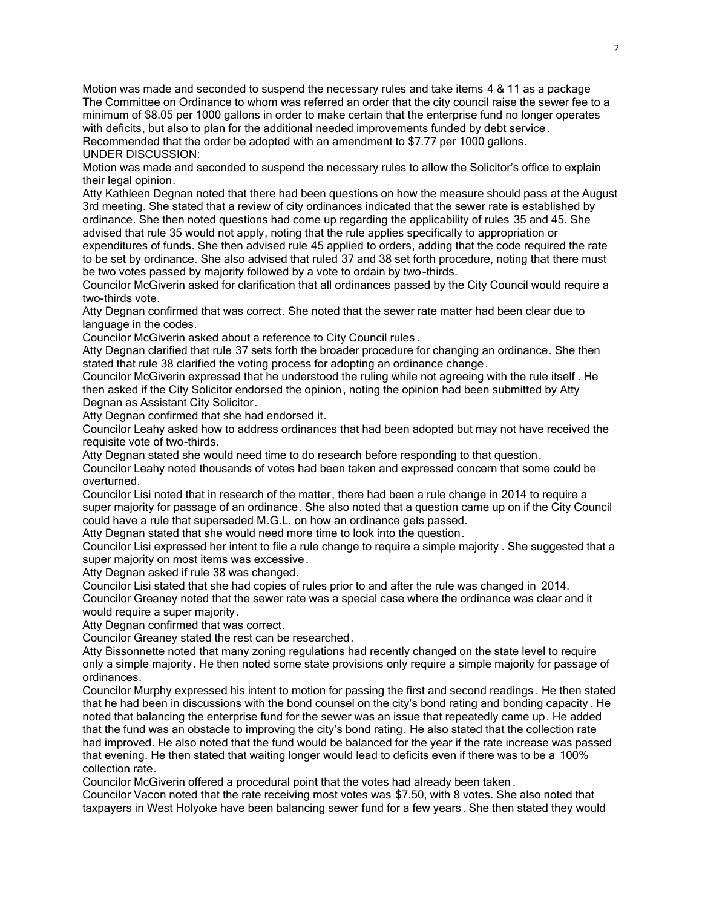Motion was made and seconded to suspend the necessary rules and take items 4 & 11 as a package
The Committee on Ordinance to whom was referred an order that the city council raise the sewer fee to a minimum of $8.05 per 1000 gallons in order to make certain that the enterprise fund no longer operates with deficits, but also to plan for the additional needed improvements funded by debt service.
Recommended that the order be adopted with an amendment to $7.77 per 1000 gallons.
UNDER DISCUSSION:
Motion was made and seconded to suspend the necessary rules to allow the Solicitor's office to explain their legal opinion.
Atty Kathleen Degnan noted that there had been questions on how the measure should pass at the August 3rd meeting. She stated that a review of city ordinances indicated that the sewer rate is established by ordinance. She then noted questions had come up regarding the applicability of rules 35 and 45. She advised that rule 35 would not apply, noting that the rule applies specifically to appropriation or expenditures of funds. She then advised rule 45 applied to orders, adding that the code required the rate to be set by ordinance. She also advised that ruled 37 and 38 set forth procedure, noting that there must be two votes passed by majority followed by a vote to ordain by two-thirds.
Councilor McGiverin asked for clarification that all ordinances passed by the City Council would require a two-thirds vote.
Atty Degnan confirmed that was correct. She noted that the sewer rate matter had been clear due to language in the codes.
Councilor McGiverin asked about a reference to City Council rules.
Atty Degnan clarified that rule 37 sets forth the broader procedure for changing an ordinance. She then stated that rule 38 clarified the voting process for adopting an ordinance change.
Councilor McGiverin expressed that he understood the ruling while not agreeing with the rule itself. He then asked if the City Solicitor endorsed the opinion, noting the opinion had been submitted by Atty Degnan as Assistant City Solicitor.
Atty Degnan confirmed that she had endorsed it.
Councilor Leahy asked how to address ordinances that had been adopted but may not have received the requisite vote of two-thirds.
Atty Degnan stated she would need time to do research before responding to that question.
Councilor Leahy noted thousands of votes had been taken and expressed concern that some could be overturned.
Councilor Lisi noted that in research of the matter, there had been a rule change in 2014 to require a super majority for passage of an ordinance. She also noted that a question came up on if the City Council could have a rule that superseded M.G.L. on how an ordinance gets passed.
Atty Degnan stated that she would need more time to look into the question.
Councilor Lisi expressed her intent to file a rule change to require a simple majority. She suggested that a super majority on most items was excessive.
Atty Degnan asked if rule 38 was changed.
Councilor Lisi stated that she had copies of rules prior to and after the rule was changed in 2014.
Councilor Greaney noted that the sewer rate was a special case where the ordinance was clear and it would require a super majority.
Atty Degnan confirmed that was correct.
Councilor Greaney stated the rest can be researched.
Atty Bissonnette noted that many zoning regulations had recently changed on the state level to require only a simple majority. He then noted some state provisions only require a simple majority for passage of ordinances.
Councilor Murphy expressed his intent to motion for passing the first and second readings. He then stated that he had been in discussions with the bond counsel on the city's bond rating and bonding capacity. He noted that balancing the enterprise fund for the sewer was an issue that repeatedly came up. He added that the fund was an obstacle to improving the city's bond rating. He also stated that the collection rate had improved. He also noted that the fund would be balanced for the year if the rate increase was passed that evening. He then stated that waiting longer would lead to deficits even if there was to be a 100% collection rate.
Councilor McGiverin offered a procedural point that the votes had already been taken.
Councilor Vacon noted that the rate receiving most votes was $7.50, with 8 votes. She also noted that taxpayers in West Holyoke have been balancing sewer fund for a few years. She then stated they would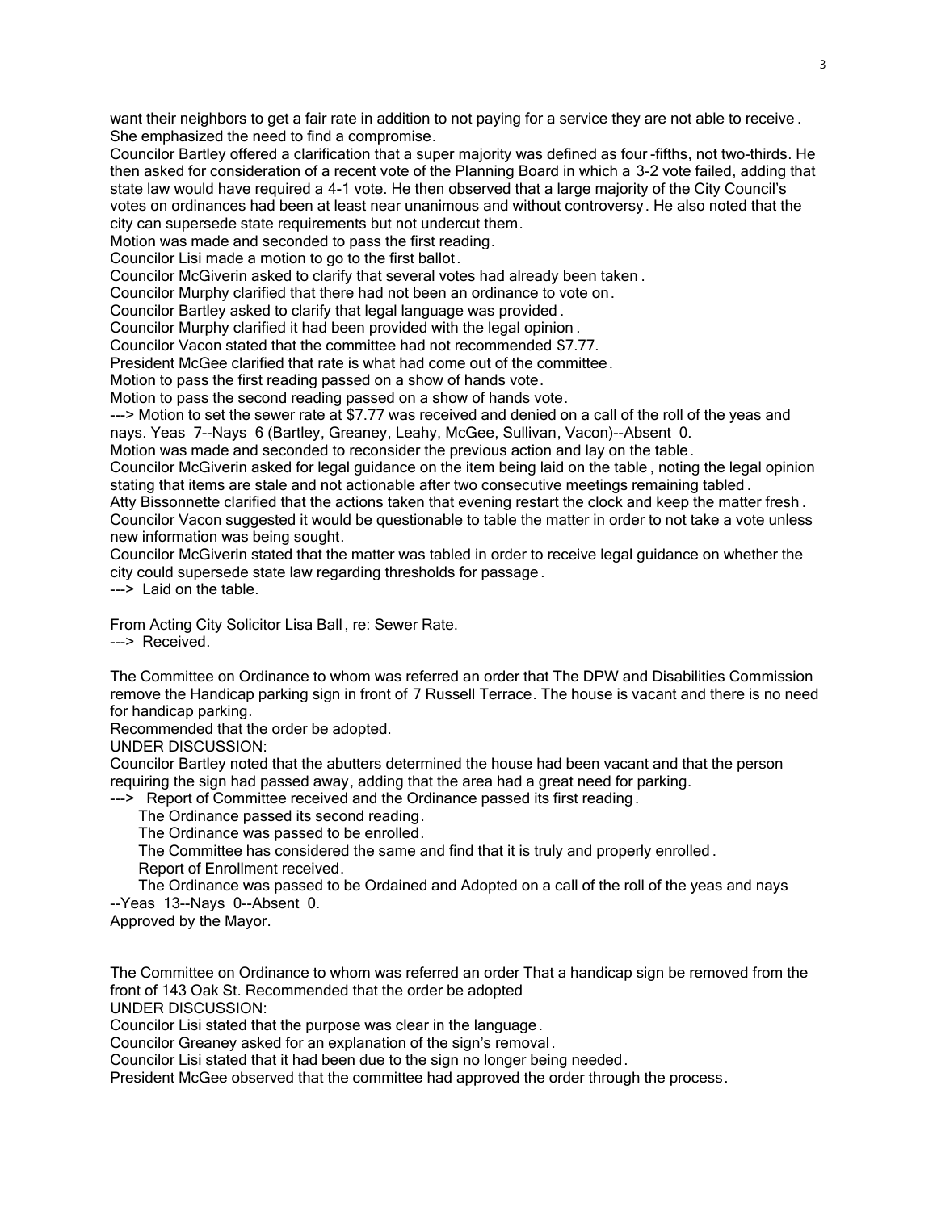want their neighbors to get a fair rate in addition to not paying for a service they are not able to receive. She emphasized the need to find a compromise.
Councilor Bartley offered a clarification that a super majority was defined as four-fifths, not two-thirds. He then asked for consideration of a recent vote of the Planning Board in which a 3-2 vote failed, adding that state law would have required a 4-1 vote. He then observed that a large majority of the City Council's votes on ordinances had been at least near unanimous and without controversy. He also noted that the city can supersede state requirements but not undercut them.
Motion was made and seconded to pass the first reading.
Councilor Lisi made a motion to go to the first ballot.
Councilor McGiverin asked to clarify that several votes had already been taken.
Councilor Murphy clarified that there had not been an ordinance to vote on.
Councilor Bartley asked to clarify that legal language was provided.
Councilor Murphy clarified it had been provided with the legal opinion.
Councilor Vacon stated that the committee had not recommended $7.77.
President McGee clarified that rate is what had come out of the committee.
Motion to pass the first reading passed on a show of hands vote.
Motion to pass the second reading passed on a show of hands vote.
---> Motion to set the sewer rate at $7.77 was received and denied on a call of the roll of the yeas and nays. Yeas 7--Nays 6 (Bartley, Greaney, Leahy, McGee, Sullivan, Vacon)--Absent 0.
Motion was made and seconded to reconsider the previous action and lay on the table.
Councilor McGiverin asked for legal guidance on the item being laid on the table, noting the legal opinion stating that items are stale and not actionable after two consecutive meetings remaining tabled.
Atty Bissonnette clarified that the actions taken that evening restart the clock and keep the matter fresh.
Councilor Vacon suggested it would be questionable to table the matter in order to not take a vote unless new information was being sought.
Councilor McGiverin stated that the matter was tabled in order to receive legal guidance on whether the city could supersede state law regarding thresholds for passage.
---> Laid on the table.

From Acting City Solicitor Lisa Ball, re: Sewer Rate.
---> Received.

The Committee on Ordinance to whom was referred an order that The DPW and Disabilities Commission remove the Handicap parking sign in front of 7 Russell Terrace. The house is vacant and there is no need for handicap parking.
Recommended that the order be adopted.
UNDER DISCUSSION:
Councilor Bartley noted that the abutters determined the house had been vacant and that the person requiring the sign had passed away, adding that the area had a great need for parking.
---> Report of Committee received and the Ordinance passed its first reading.
The Ordinance passed its second reading.
The Ordinance was passed to be enrolled.
The Committee has considered the same and find that it is truly and properly enrolled.
Report of Enrollment received.
The Ordinance was passed to be Ordained and Adopted on a call of the roll of the yeas and nays --Yeas 13--Nays 0--Absent 0.
Approved by the Mayor.

The Committee on Ordinance to whom was referred an order That a handicap sign be removed from the front of 143 Oak St. Recommended that the order be adopted
UNDER DISCUSSION:
Councilor Lisi stated that the purpose was clear in the language.
Councilor Greaney asked for an explanation of the sign's removal.
Councilor Lisi stated that it had been due to the sign no longer being needed.
President McGee observed that the committee had approved the order through the process.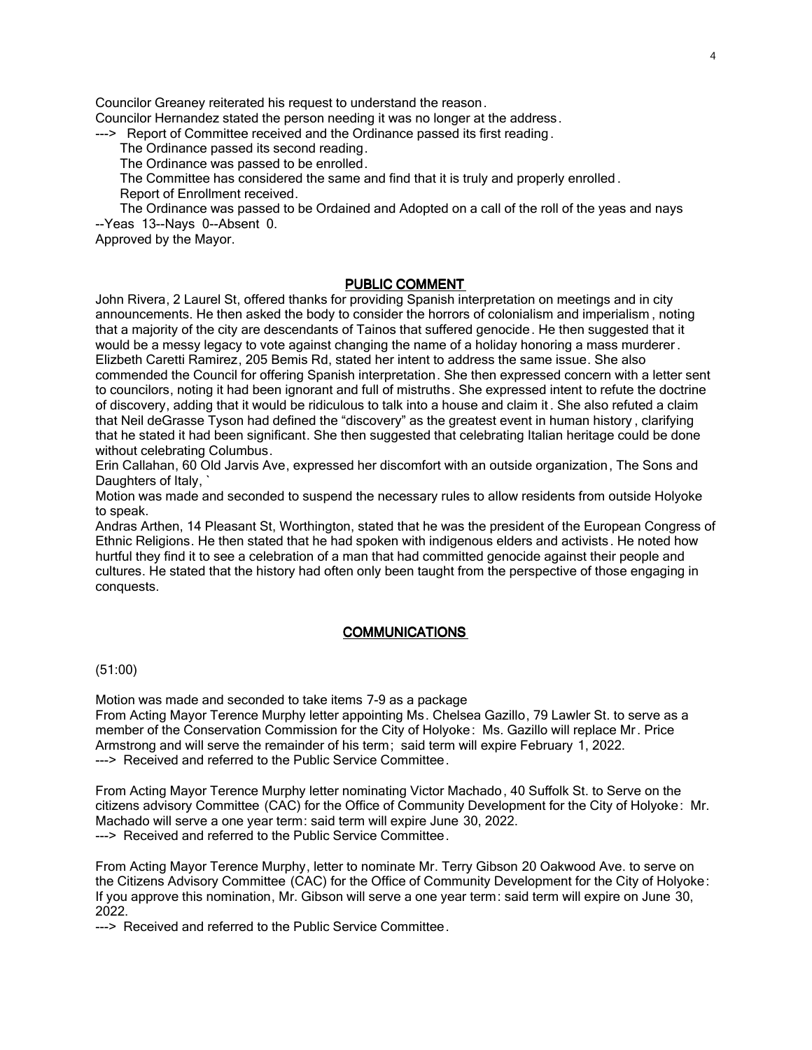Councilor Greaney reiterated his request to understand the reason.

Councilor Hernandez stated the person needing it was no longer at the address.

---> Report of Committee received and the Ordinance passed its first reading.

The Ordinance passed its second reading.

The Ordinance was passed to be enrolled.

The Committee has considered the same and find that it is truly and properly enrolled.

Report of Enrollment received.

The Ordinance was passed to be Ordained and Adopted on a call of the roll of the yeas and nays --Yeas 13--Nays 0--Absent 0.

Approved by the Mayor.

## PUBLIC COMMENT

John Rivera, 2 Laurel St, offered thanks for providing Spanish interpretation on meetings and in city announcements. He then asked the body to consider the horrors of colonialism and imperialism, noting that a majority of the city are descendants of Tainos that suffered genocide. He then suggested that it would be a messy legacy to vote against changing the name of a holiday honoring a mass murderer.

Elizbeth Caretti Ramirez, 205 Bemis Rd, stated her intent to address the same issue. She also commended the Council for offering Spanish interpretation. She then expressed concern with a letter sent to councilors, noting it had been ignorant and full of mistruths. She expressed intent to refute the doctrine of discovery, adding that it would be ridiculous to talk into a house and claim it. She also refuted a claim that Neil deGrasse Tyson had defined the "discovery" as the greatest event in human history, clarifying that he stated it had been significant. She then suggested that celebrating Italian heritage could be done without celebrating Columbus.

Erin Callahan, 60 Old Jarvis Ave, expressed her discomfort with an outside organization, The Sons and Daughters of Italy, `

Motion was made and seconded to suspend the necessary rules to allow residents from outside Holyoke to speak.

Andras Arthen, 14 Pleasant St, Worthington, stated that he was the president of the European Congress of Ethnic Religions. He then stated that he had spoken with indigenous elders and activists. He noted how hurtful they find it to see a celebration of a man that had committed genocide against their people and cultures. He stated that the history had often only been taught from the perspective of those engaging in conquests.

## COMMUNICATIONS

(51:00)

Motion was made and seconded to take items 7-9 as a package

From Acting Mayor Terence Murphy letter appointing Ms. Chelsea Gazillo, 79 Lawler St. to serve as a member of the Conservation Commission for the City of Holyoke: Ms. Gazillo will replace Mr. Price Armstrong and will serve the remainder of his term; said term will expire February 1, 2022.

---> Received and referred to the Public Service Committee.

From Acting Mayor Terence Murphy letter nominating Victor Machado, 40 Suffolk St. to Serve on the citizens advisory Committee (CAC) for the Office of Community Development for the City of Holyoke: Mr. Machado will serve a one year term: said term will expire June 30, 2022.

---> Received and referred to the Public Service Committee.

From Acting Mayor Terence Murphy, letter to nominate Mr. Terry Gibson 20 Oakwood Ave. to serve on the Citizens Advisory Committee (CAC) for the Office of Community Development for the City of Holyoke: If you approve this nomination, Mr. Gibson will serve a one year term: said term will expire on June 30, 2022.

---> Received and referred to the Public Service Committee.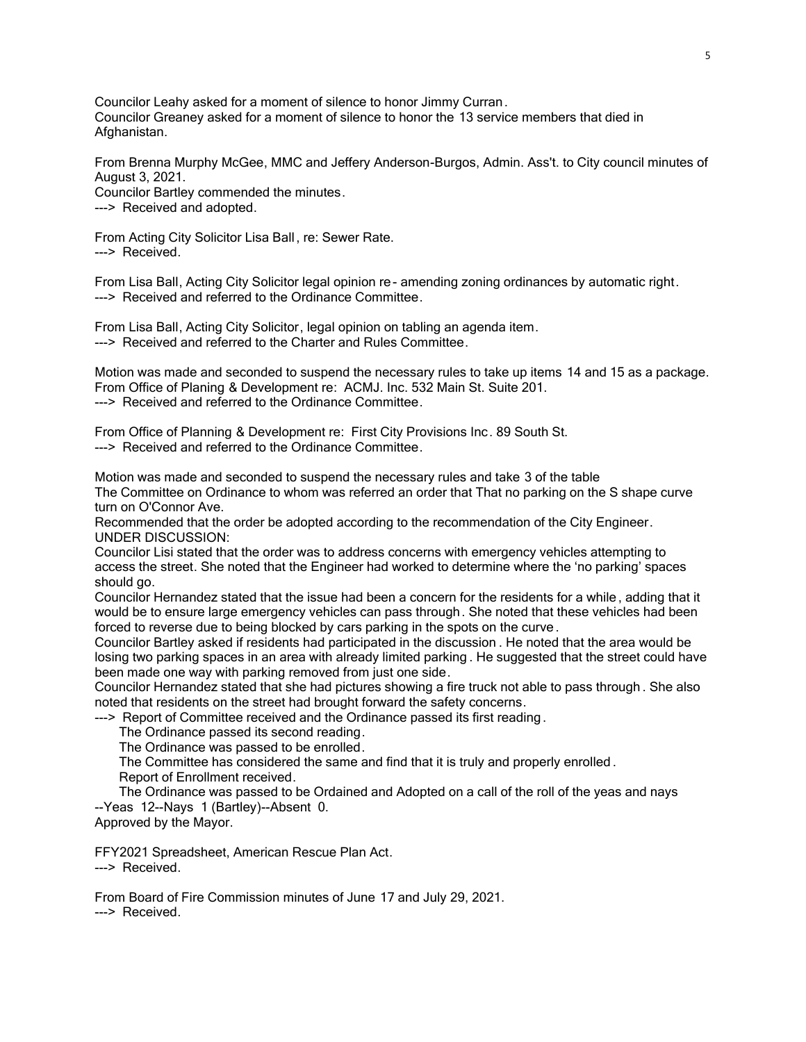Councilor Leahy asked for a moment of silence to honor Jimmy Curran.
Councilor Greaney asked for a moment of silence to honor the 13 service members that died in Afghanistan.

From Brenna Murphy McGee, MMC and Jeffery Anderson-Burgos, Admin. Ass't. to City council minutes of August 3, 2021.
Councilor Bartley commended the minutes.
---> Received and adopted.

From Acting City Solicitor Lisa Ball, re: Sewer Rate.
---> Received.

From Lisa Ball, Acting City Solicitor legal opinion re- amending zoning ordinances by automatic right.
---> Received and referred to the Ordinance Committee.

From Lisa Ball, Acting City Solicitor, legal opinion on tabling an agenda item.
---> Received and referred to the Charter and Rules Committee.

Motion was made and seconded to suspend the necessary rules to take up items 14 and 15 as a package.
From Office of Planing & Development re: ACMJ. Inc. 532 Main St. Suite 201.
---> Received and referred to the Ordinance Committee.

From Office of Planning & Development re: First City Provisions Inc. 89 South St.
---> Received and referred to the Ordinance Committee.

Motion was made and seconded to suspend the necessary rules and take 3 of the table
The Committee on Ordinance to whom was referred an order that That no parking on the S shape curve turn on O'Connor Ave.
Recommended that the order be adopted according to the recommendation of the City Engineer.
UNDER DISCUSSION:
Councilor Lisi stated that the order was to address concerns with emergency vehicles attempting to access the street. She noted that the Engineer had worked to determine where the 'no parking' spaces should go.
Councilor Hernandez stated that the issue had been a concern for the residents for a while, adding that it would be to ensure large emergency vehicles can pass through. She noted that these vehicles had been forced to reverse due to being blocked by cars parking in the spots on the curve.
Councilor Bartley asked if residents had participated in the discussion. He noted that the area would be losing two parking spaces in an area with already limited parking. He suggested that the street could have been made one way with parking removed from just one side.
Councilor Hernandez stated that she had pictures showing a fire truck not able to pass through. She also noted that residents on the street had brought forward the safety concerns.
---> Report of Committee received and the Ordinance passed its first reading.
The Ordinance passed its second reading.
The Ordinance was passed to be enrolled.
The Committee has considered the same and find that it is truly and properly enrolled.
Report of Enrollment received.
The Ordinance was passed to be Ordained and Adopted on a call of the roll of the yeas and nays
--Yeas 12--Nays 1 (Bartley)--Absent 0.
Approved by the Mayor.

FFY2021 Spreadsheet, American Rescue Plan Act.
---> Received.

From Board of Fire Commission minutes of June 17 and July 29, 2021.
---> Received.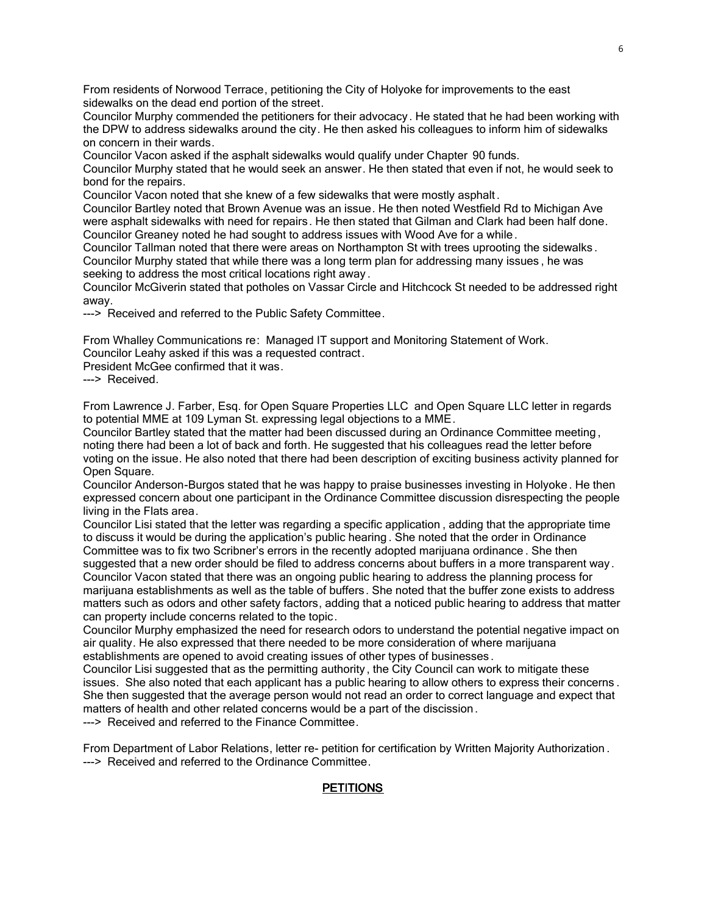From residents of Norwood Terrace, petitioning the City of Holyoke for improvements to the east sidewalks on the dead end portion of the street.

Councilor Murphy commended the petitioners for their advocacy. He stated that he had been working with the DPW to address sidewalks around the city. He then asked his colleagues to inform him of sidewalks on concern in their wards.

Councilor Vacon asked if the asphalt sidewalks would qualify under Chapter 90 funds.

Councilor Murphy stated that he would seek an answer. He then stated that even if not, he would seek to bond for the repairs.

Councilor Vacon noted that she knew of a few sidewalks that were mostly asphalt.

Councilor Bartley noted that Brown Avenue was an issue. He then noted Westfield Rd to Michigan Ave were asphalt sidewalks with need for repairs. He then stated that Gilman and Clark had been half done.

Councilor Greaney noted he had sought to address issues with Wood Ave for a while.

Councilor Tallman noted that there were areas on Northampton St with trees uprooting the sidewalks.

Councilor Murphy stated that while there was a long term plan for addressing many issues, he was seeking to address the most critical locations right away.

Councilor McGiverin stated that potholes on Vassar Circle and Hitchcock St needed to be addressed right away.

---> Received and referred to the Public Safety Committee.

From Whalley Communications re: Managed IT support and Monitoring Statement of Work.

Councilor Leahy asked if this was a requested contract.

President McGee confirmed that it was.

---> Received.

From Lawrence J. Farber, Esq. for Open Square Properties LLC and Open Square LLC letter in regards to potential MME at 109 Lyman St. expressing legal objections to a MME.

Councilor Bartley stated that the matter had been discussed during an Ordinance Committee meeting, noting there had been a lot of back and forth. He suggested that his colleagues read the letter before voting on the issue. He also noted that there had been description of exciting business activity planned for Open Square.

Councilor Anderson-Burgos stated that he was happy to praise businesses investing in Holyoke. He then expressed concern about one participant in the Ordinance Committee discussion disrespecting the people living in the Flats area.

Councilor Lisi stated that the letter was regarding a specific application, adding that the appropriate time to discuss it would be during the application's public hearing. She noted that the order in Ordinance Committee was to fix two Scribner's errors in the recently adopted marijuana ordinance. She then suggested that a new order should be filed to address concerns about buffers in a more transparent way.

Councilor Vacon stated that there was an ongoing public hearing to address the planning process for marijuana establishments as well as the table of buffers. She noted that the buffer zone exists to address matters such as odors and other safety factors, adding that a noticed public hearing to address that matter can property include concerns related to the topic.

Councilor Murphy emphasized the need for research odors to understand the potential negative impact on air quality. He also expressed that there needed to be more consideration of where marijuana establishments are opened to avoid creating issues of other types of businesses.

Councilor Lisi suggested that as the permitting authority, the City Council can work to mitigate these issues. She also noted that each applicant has a public hearing to allow others to express their concerns. She then suggested that the average person would not read an order to correct language and expect that matters of health and other related concerns would be a part of the discission.

---> Received and referred to the Finance Committee.

From Department of Labor Relations, letter re- petition for certification by Written Majority Authorization.

---> Received and referred to the Ordinance Committee.

## PETITIONS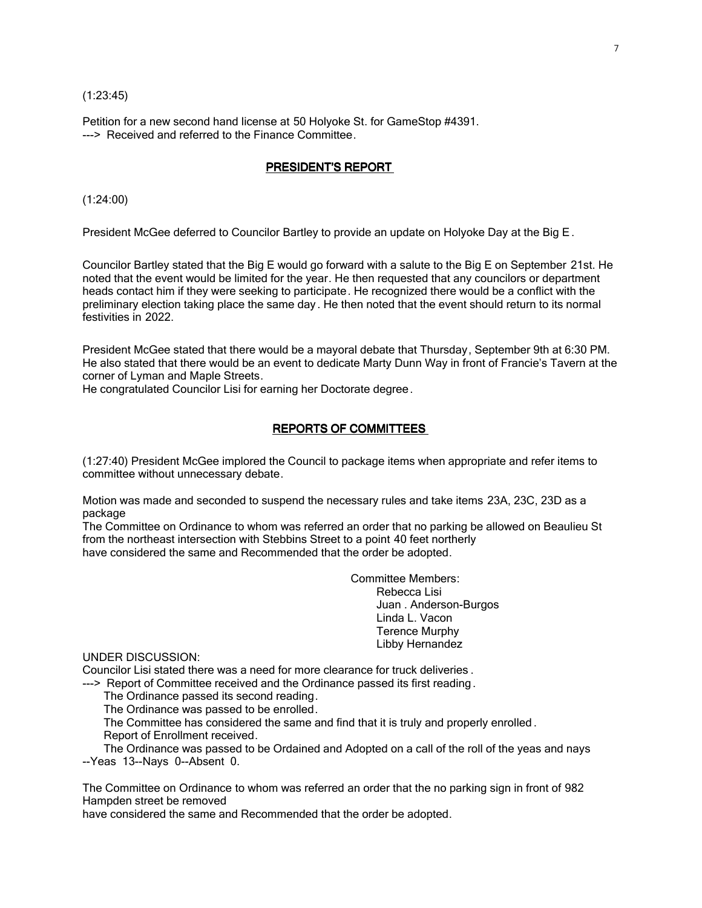(1:23:45)

Petition for a new second hand license at 50 Holyoke St. for GameStop #4391.
---> Received and referred to the Finance Committee.

## PRESIDENT'S REPORT

(1:24:00)

President McGee deferred to Councilor Bartley to provide an update on Holyoke Day at the Big E.

Councilor Bartley stated that the Big E would go forward with a salute to the Big E on September 21st. He noted that the event would be limited for the year. He then requested that any councilors or department heads contact him if they were seeking to participate. He recognized there would be a conflict with the preliminary election taking place the same day. He then noted that the event should return to its normal festivities in 2022.

President McGee stated that there would be a mayoral debate that Thursday, September 9th at 6:30 PM. He also stated that there would be an event to dedicate Marty Dunn Way in front of Francie's Tavern at the corner of Lyman and Maple Streets.
He congratulated Councilor Lisi for earning her Doctorate degree.

## REPORTS OF COMMITTEES

(1:27:40) President McGee implored the Council to package items when appropriate and refer items to committee without unnecessary debate.

Motion was made and seconded to suspend the necessary rules and take items 23A, 23C, 23D as a package
The Committee on Ordinance to whom was referred an order that no parking be allowed on Beaulieu St from the northeast intersection with Stebbins Street to a point 40 feet northerly
have considered the same and Recommended that the order be adopted.

Committee Members:
Rebecca Lisi
Juan . Anderson-Burgos
Linda L. Vacon
Terence Murphy
Libby Hernandez

UNDER DISCUSSION:
Councilor Lisi stated there was a need for more clearance for truck deliveries.
---> Report of Committee received and the Ordinance passed its first reading.
The Ordinance passed its second reading.
The Ordinance was passed to be enrolled.
The Committee has considered the same and find that it is truly and properly enrolled.
Report of Enrollment received.
The Ordinance was passed to be Ordained and Adopted on a call of the roll of the yeas and nays
--Yeas 13--Nays 0--Absent 0.

The Committee on Ordinance to whom was referred an order that the no parking sign in front of 982 Hampden street be removed
have considered the same and Recommended that the order be adopted.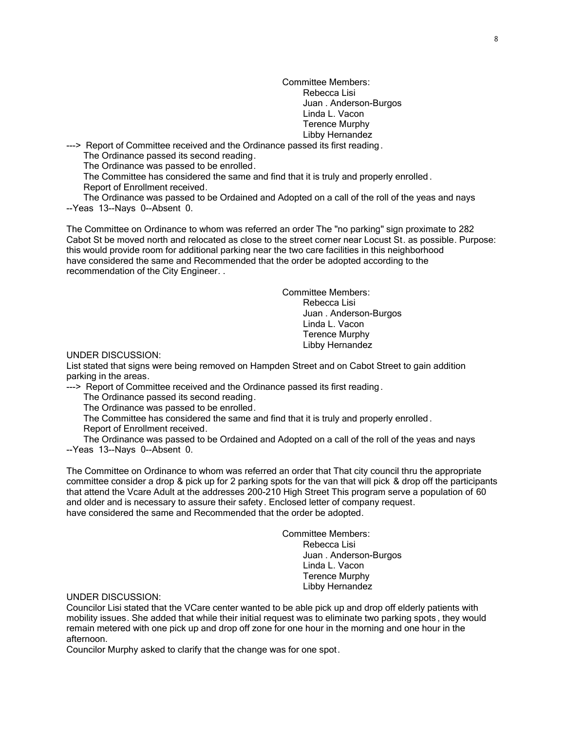Committee Members:
Rebecca Lisi
Juan . Anderson-Burgos
Linda L. Vacon
Terence Murphy
Libby Hernandez

---> Report of Committee received and the Ordinance passed its first reading.
The Ordinance passed its second reading.
The Ordinance was passed to be enrolled.
The Committee has considered the same and find that it is truly and properly enrolled.
Report of Enrollment received.
The Ordinance was passed to be Ordained and Adopted on a call of the roll of the yeas and nays --Yeas 13--Nays 0--Absent 0.

The Committee on Ordinance to whom was referred an order The "no parking" sign proximate to 282 Cabot St be moved north and relocated as close to the street corner near Locust St. as possible. Purpose: this would provide room for additional parking near the two care facilities in this neighborhood have considered the same and Recommended that the order be adopted according to the recommendation of the City Engineer. .

Committee Members:
Rebecca Lisi
Juan . Anderson-Burgos
Linda L. Vacon
Terence Murphy
Libby Hernandez

UNDER DISCUSSION:
List stated that signs were being removed on Hampden Street and on Cabot Street to gain addition parking in the areas.
---> Report of Committee received and the Ordinance passed its first reading.
The Ordinance passed its second reading.
The Ordinance was passed to be enrolled.
The Committee has considered the same and find that it is truly and properly enrolled.
Report of Enrollment received.
The Ordinance was passed to be Ordained and Adopted on a call of the roll of the yeas and nays --Yeas 13--Nays 0--Absent 0.

The Committee on Ordinance to whom was referred an order that That city council thru the appropriate committee consider a drop & pick up for 2 parking spots for the van that will pick & drop off the participants that attend the Vcare Adult at the addresses 200-210 High Street This program serve a population of 60 and older and is necessary to assure their safety. Enclosed letter of company request. have considered the same and Recommended that the order be adopted.

Committee Members:
Rebecca Lisi
Juan . Anderson-Burgos
Linda L. Vacon
Terence Murphy
Libby Hernandez

UNDER DISCUSSION:
Councilor Lisi stated that the VCare center wanted to be able pick up and drop off elderly patients with mobility issues. She added that while their initial request was to eliminate two parking spots, they would remain metered with one pick up and drop off zone for one hour in the morning and one hour in the afternoon.
Councilor Murphy asked to clarify that the change was for one spot.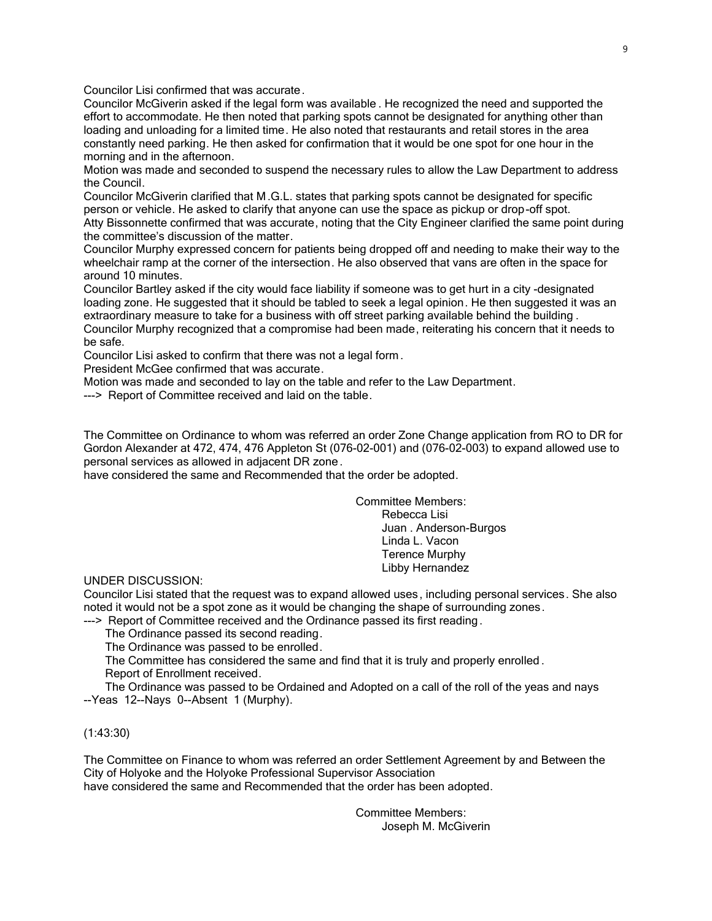Councilor Lisi confirmed that was accurate.

Councilor McGiverin asked if the legal form was available. He recognized the need and supported the effort to accommodate. He then noted that parking spots cannot be designated for anything other than loading and unloading for a limited time. He also noted that restaurants and retail stores in the area constantly need parking. He then asked for confirmation that it would be one spot for one hour in the morning and in the afternoon.

Motion was made and seconded to suspend the necessary rules to allow the Law Department to address the Council.

Councilor McGiverin clarified that M.G.L. states that parking spots cannot be designated for specific person or vehicle. He asked to clarify that anyone can use the space as pickup or drop-off spot.

Atty Bissonnette confirmed that was accurate, noting that the City Engineer clarified the same point during the committee's discussion of the matter.

Councilor Murphy expressed concern for patients being dropped off and needing to make their way to the wheelchair ramp at the corner of the intersection. He also observed that vans are often in the space for around 10 minutes.

Councilor Bartley asked if the city would face liability if someone was to get hurt in a city-designated loading zone. He suggested that it should be tabled to seek a legal opinion. He then suggested it was an extraordinary measure to take for a business with off street parking available behind the building.

Councilor Murphy recognized that a compromise had been made, reiterating his concern that it needs to be safe.

Councilor Lisi asked to confirm that there was not a legal form.

President McGee confirmed that was accurate.

Motion was made and seconded to lay on the table and refer to the Law Department.

---> Report of Committee received and laid on the table.

The Committee on Ordinance to whom was referred an order Zone Change application from RO to DR for Gordon Alexander at 472, 474, 476 Appleton St (076-02-001) and (076-02-003) to expand allowed use to personal services as allowed in adjacent DR zone.
have considered the same and Recommended that the order be adopted.

Committee Members:
Rebecca Lisi
Juan . Anderson-Burgos
Linda L. Vacon
Terence Murphy
Libby Hernandez

UNDER DISCUSSION:

Councilor Lisi stated that the request was to expand allowed uses, including personal services. She also noted it would not be a spot zone as it would be changing the shape of surrounding zones.

---> Report of Committee received and the Ordinance passed its first reading.
The Ordinance passed its second reading.
The Ordinance was passed to be enrolled.
The Committee has considered the same and find that it is truly and properly enrolled.
Report of Enrollment received.
The Ordinance was passed to be Ordained and Adopted on a call of the roll of the yeas and nays
--Yeas 12--Nays 0--Absent 1 (Murphy).

(1:43:30)

The Committee on Finance to whom was referred an order Settlement Agreement by and Between the City of Holyoke and the Holyoke Professional Supervisor Association
have considered the same and Recommended that the order has been adopted.

Committee Members:
Joseph M. McGiverin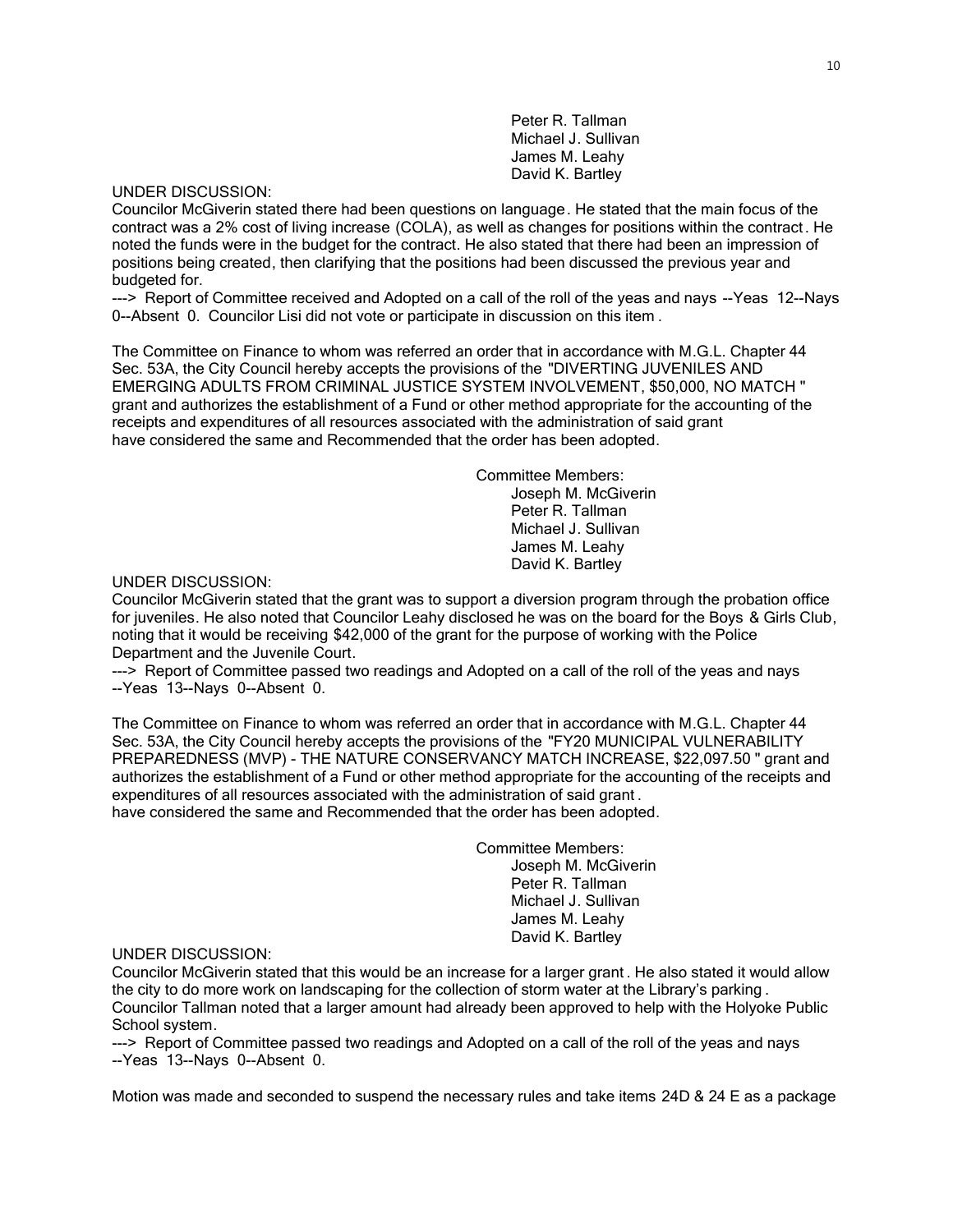Peter R. Tallman
Michael J. Sullivan
James M. Leahy
David K. Bartley

UNDER DISCUSSION:
Councilor McGiverin stated there had been questions on language. He stated that the main focus of the contract was a 2% cost of living increase (COLA), as well as changes for positions within the contract. He noted the funds were in the budget for the contract. He also stated that there had been an impression of positions being created, then clarifying that the positions had been discussed the previous year and budgeted for.
---> Report of Committee received and Adopted on a call of the roll of the yeas and nays --Yeas 12--Nays 0--Absent 0. Councilor Lisi did not vote or participate in discussion on this item.

The Committee on Finance to whom was referred an order that in accordance with M.G.L. Chapter 44 Sec. 53A, the City Council hereby accepts the provisions of the "DIVERTING JUVENILES AND EMERGING ADULTS FROM CRIMINAL JUSTICE SYSTEM INVOLVEMENT, $50,000, NO MATCH" grant and authorizes the establishment of a Fund or other method appropriate for the accounting of the receipts and expenditures of all resources associated with the administration of said grant have considered the same and Recommended that the order has been adopted.

Committee Members:
Joseph M. McGiverin
Peter R. Tallman
Michael J. Sullivan
James M. Leahy
David K. Bartley

UNDER DISCUSSION:
Councilor McGiverin stated that the grant was to support a diversion program through the probation office for juveniles. He also noted that Councilor Leahy disclosed he was on the board for the Boys & Girls Club, noting that it would be receiving $42,000 of the grant for the purpose of working with the Police Department and the Juvenile Court.
---> Report of Committee passed two readings and Adopted on a call of the roll of the yeas and nays --Yeas 13--Nays 0--Absent 0.

The Committee on Finance to whom was referred an order that in accordance with M.G.L. Chapter 44 Sec. 53A, the City Council hereby accepts the provisions of the "FY20 MUNICIPAL VULNERABILITY PREPAREDNESS (MVP) - THE NATURE CONSERVANCY MATCH INCREASE, $22,097.50" grant and authorizes the establishment of a Fund or other method appropriate for the accounting of the receipts and expenditures of all resources associated with the administration of said grant.
have considered the same and Recommended that the order has been adopted.

Committee Members:
Joseph M. McGiverin
Peter R. Tallman
Michael J. Sullivan
James M. Leahy
David K. Bartley

UNDER DISCUSSION:
Councilor McGiverin stated that this would be an increase for a larger grant. He also stated it would allow the city to do more work on landscaping for the collection of storm water at the Library's parking. Councilor Tallman noted that a larger amount had already been approved to help with the Holyoke Public School system.
---> Report of Committee passed two readings and Adopted on a call of the roll of the yeas and nays --Yeas 13--Nays 0--Absent 0.

Motion was made and seconded to suspend the necessary rules and take items 24D & 24 E as a package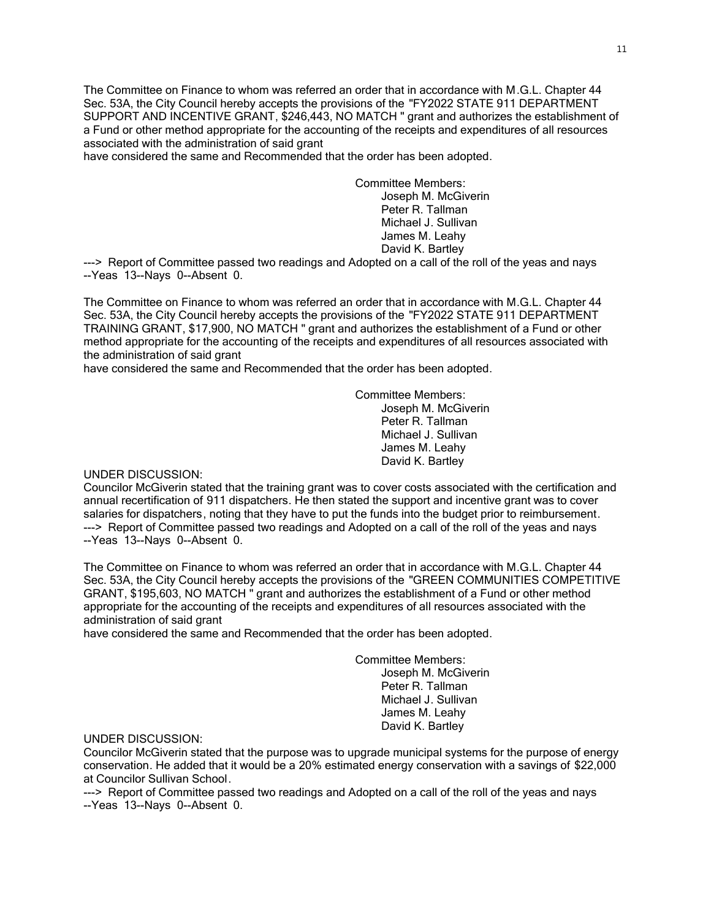The Committee on Finance to whom was referred an order that in accordance with M.G.L. Chapter 44 Sec. 53A, the City Council hereby accepts the provisions of the "FY2022 STATE 911 DEPARTMENT SUPPORT AND INCENTIVE GRANT, $246,443, NO MATCH " grant and authorizes the establishment of a Fund or other method appropriate for the accounting of the receipts and expenditures of all resources associated with the administration of said grant
have considered the same and Recommended that the order has been adopted.

Committee Members:
Joseph M. McGiverin
Peter R. Tallman
Michael J. Sullivan
James M. Leahy
David K. Bartley

---> Report of Committee passed two readings and Adopted on a call of the roll of the yeas and nays --Yeas 13--Nays 0--Absent 0.

The Committee on Finance to whom was referred an order that in accordance with M.G.L. Chapter 44 Sec. 53A, the City Council hereby accepts the provisions of the "FY2022 STATE 911 DEPARTMENT TRAINING GRANT, $17,900, NO MATCH " grant and authorizes the establishment of a Fund or other method appropriate for the accounting of the receipts and expenditures of all resources associated with the administration of said grant
have considered the same and Recommended that the order has been adopted.

Committee Members:
Joseph M. McGiverin
Peter R. Tallman
Michael J. Sullivan
James M. Leahy
David K. Bartley

UNDER DISCUSSION:
Councilor McGiverin stated that the training grant was to cover costs associated with the certification and annual recertification of 911 dispatchers. He then stated the support and incentive grant was to cover salaries for dispatchers, noting that they have to put the funds into the budget prior to reimbursement.
---> Report of Committee passed two readings and Adopted on a call of the roll of the yeas and nays --Yeas 13--Nays 0--Absent 0.

The Committee on Finance to whom was referred an order that in accordance with M.G.L. Chapter 44 Sec. 53A, the City Council hereby accepts the provisions of the "GREEN COMMUNITIES COMPETITIVE GRANT, $195,603, NO MATCH " grant and authorizes the establishment of a Fund or other method appropriate for the accounting of the receipts and expenditures of all resources associated with the administration of said grant
have considered the same and Recommended that the order has been adopted.

Committee Members:
Joseph M. McGiverin
Peter R. Tallman
Michael J. Sullivan
James M. Leahy
David K. Bartley

UNDER DISCUSSION:
Councilor McGiverin stated that the purpose was to upgrade municipal systems for the purpose of energy conservation. He added that it would be a 20% estimated energy conservation with a savings of $22,000 at Councilor Sullivan School.
---> Report of Committee passed two readings and Adopted on a call of the roll of the yeas and nays --Yeas 13--Nays 0--Absent 0.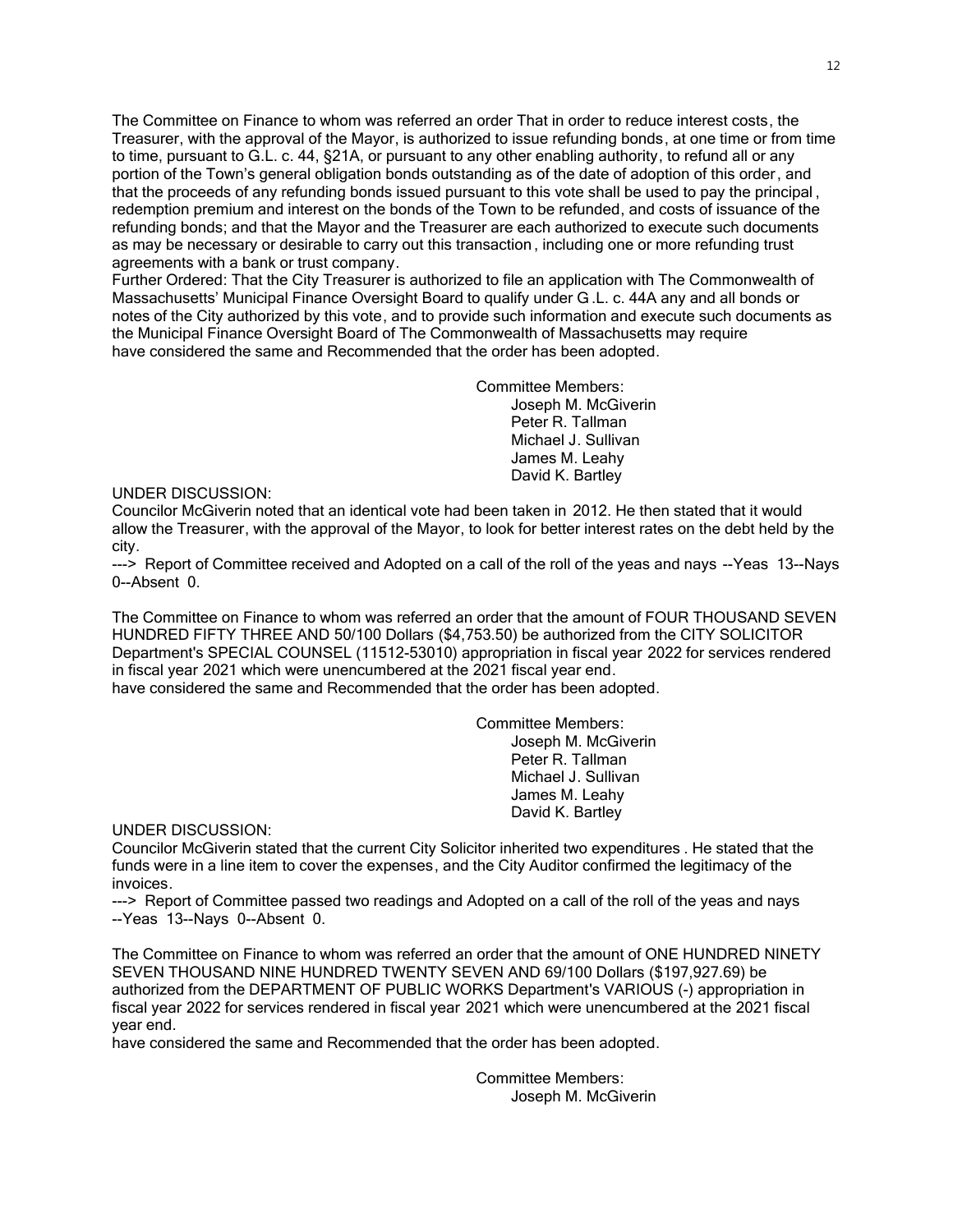The Committee on Finance to whom was referred an order That in order to reduce interest costs, the Treasurer, with the approval of the Mayor, is authorized to issue refunding bonds, at one time or from time to time, pursuant to G.L. c. 44, §21A, or pursuant to any other enabling authority, to refund all or any portion of the Town's general obligation bonds outstanding as of the date of adoption of this order, and that the proceeds of any refunding bonds issued pursuant to this vote shall be used to pay the principal, redemption premium and interest on the bonds of the Town to be refunded, and costs of issuance of the refunding bonds; and that the Mayor and the Treasurer are each authorized to execute such documents as may be necessary or desirable to carry out this transaction, including one or more refunding trust agreements with a bank or trust company.
Further Ordered: That the City Treasurer is authorized to file an application with The Commonwealth of Massachusetts' Municipal Finance Oversight Board to qualify under G.L. c. 44A any and all bonds or notes of the City authorized by this vote, and to provide such information and execute such documents as the Municipal Finance Oversight Board of The Commonwealth of Massachusetts may require
have considered the same and Recommended that the order has been adopted.

Committee Members:
Joseph M. McGiverin
Peter R. Tallman
Michael J. Sullivan
James M. Leahy
David K. Bartley

UNDER DISCUSSION:
Councilor McGiverin noted that an identical vote had been taken in 2012. He then stated that it would allow the Treasurer, with the approval of the Mayor, to look for better interest rates on the debt held by the city.
---> Report of Committee received and Adopted on a call of the roll of the yeas and nays --Yeas 13--Nays 0--Absent 0.

The Committee on Finance to whom was referred an order that the amount of FOUR THOUSAND SEVEN HUNDRED FIFTY THREE AND 50/100 Dollars ($4,753.50) be authorized from the CITY SOLICITOR Department's SPECIAL COUNSEL (11512-53010) appropriation in fiscal year 2022 for services rendered in fiscal year 2021 which were unencumbered at the 2021 fiscal year end.
have considered the same and Recommended that the order has been adopted.

Committee Members:
Joseph M. McGiverin
Peter R. Tallman
Michael J. Sullivan
James M. Leahy
David K. Bartley

UNDER DISCUSSION:
Councilor McGiverin stated that the current City Solicitor inherited two expenditures. He stated that the funds were in a line item to cover the expenses, and the City Auditor confirmed the legitimacy of the invoices.
---> Report of Committee passed two readings and Adopted on a call of the roll of the yeas and nays --Yeas 13--Nays 0--Absent 0.

The Committee on Finance to whom was referred an order that the amount of ONE HUNDRED NINETY SEVEN THOUSAND NINE HUNDRED TWENTY SEVEN AND 69/100 Dollars ($197,927.69) be authorized from the DEPARTMENT OF PUBLIC WORKS Department's VARIOUS (-) appropriation in fiscal year 2022 for services rendered in fiscal year 2021 which were unencumbered at the 2021 fiscal year end.
have considered the same and Recommended that the order has been adopted.

Committee Members:
Joseph M. McGiverin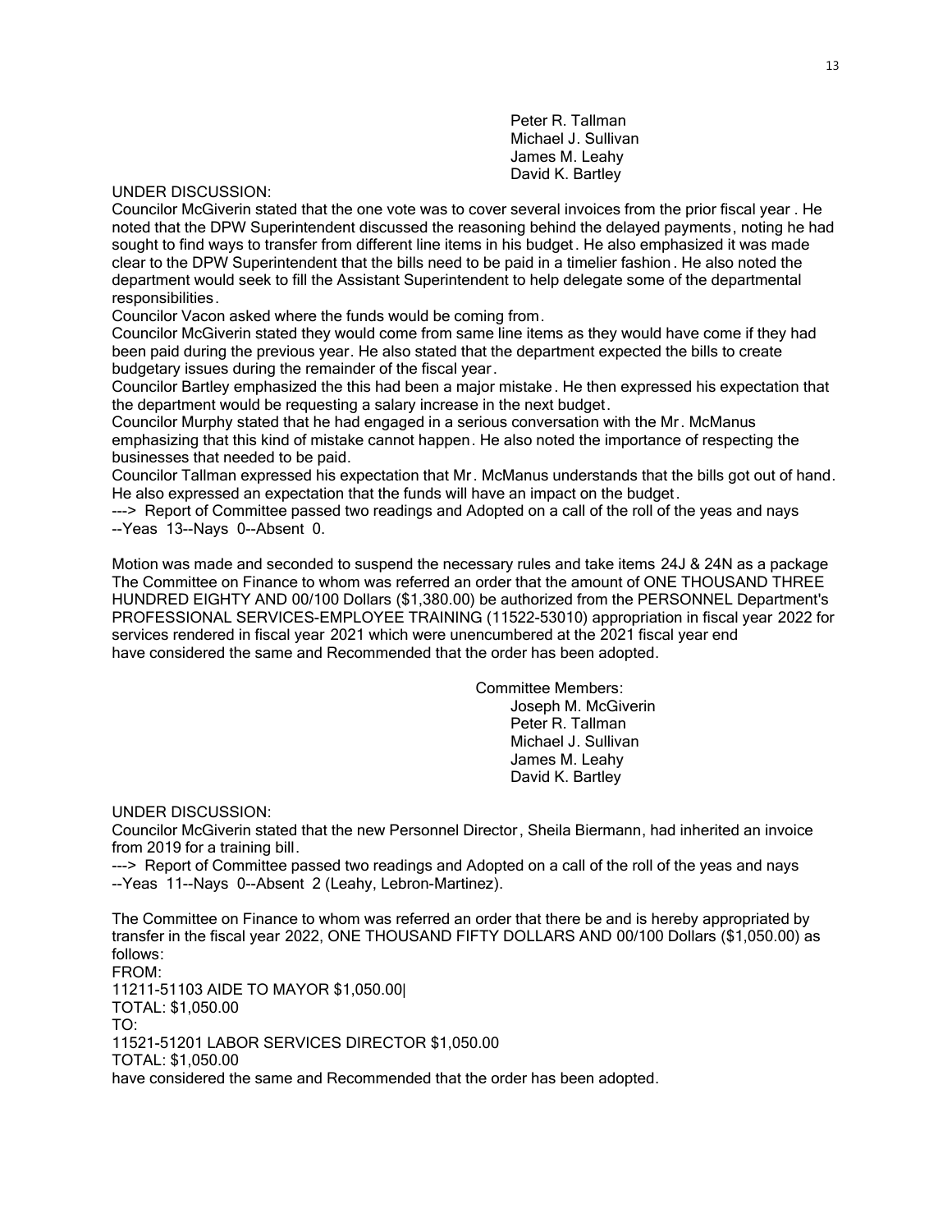Peter R. Tallman
Michael J. Sullivan
James M. Leahy
David K. Bartley

UNDER DISCUSSION:
Councilor McGiverin stated that the one vote was to cover several invoices from the prior fiscal year . He noted that the DPW Superintendent discussed the reasoning behind the delayed payments, noting he had sought to find ways to transfer from different line items in his budget. He also emphasized it was made clear to the DPW Superintendent that the bills need to be paid in a timelier fashion. He also noted the department would seek to fill the Assistant Superintendent to help delegate some of the departmental responsibilities.
Councilor Vacon asked where the funds would be coming from.
Councilor McGiverin stated they would come from same line items as they would have come if they had been paid during the previous year. He also stated that the department expected the bills to create budgetary issues during the remainder of the fiscal year.
Councilor Bartley emphasized the this had been a major mistake. He then expressed his expectation that the department would be requesting a salary increase in the next budget.
Councilor Murphy stated that he had engaged in a serious conversation with the Mr. McManus emphasizing that this kind of mistake cannot happen. He also noted the importance of respecting the businesses that needed to be paid.
Councilor Tallman expressed his expectation that Mr. McManus understands that the bills got out of hand. He also expressed an expectation that the funds will have an impact on the budget.
---> Report of Committee passed two readings and Adopted on a call of the roll of the yeas and nays --Yeas 13--Nays 0--Absent 0.

Motion was made and seconded to suspend the necessary rules and take items 24J & 24N as a package The Committee on Finance to whom was referred an order that the amount of ONE THOUSAND THREE HUNDRED EIGHTY AND 00/100 Dollars ($1,380.00) be authorized from the PERSONNEL Department's PROFESSIONAL SERVICES-EMPLOYEE TRAINING (11522-53010) appropriation in fiscal year 2022 for services rendered in fiscal year 2021 which were unencumbered at the 2021 fiscal year end have considered the same and Recommended that the order has been adopted.

Committee Members:
Joseph M. McGiverin
Peter R. Tallman
Michael J. Sullivan
James M. Leahy
David K. Bartley

UNDER DISCUSSION:
Councilor McGiverin stated that the new Personnel Director, Sheila Biermann, had inherited an invoice from 2019 for a training bill.
---> Report of Committee passed two readings and Adopted on a call of the roll of the yeas and nays --Yeas 11--Nays 0--Absent 2 (Leahy, Lebron-Martinez).

The Committee on Finance to whom was referred an order that there be and is hereby appropriated by transfer in the fiscal year 2022, ONE THOUSAND FIFTY DOLLARS AND 00/100 Dollars ($1,050.00) as follows:
FROM:
11211-51103 AIDE TO MAYOR $1,050.00|
TOTAL: $1,050.00
TO:
11521-51201 LABOR SERVICES DIRECTOR $1,050.00
TOTAL: $1,050.00
have considered the same and Recommended that the order has been adopted.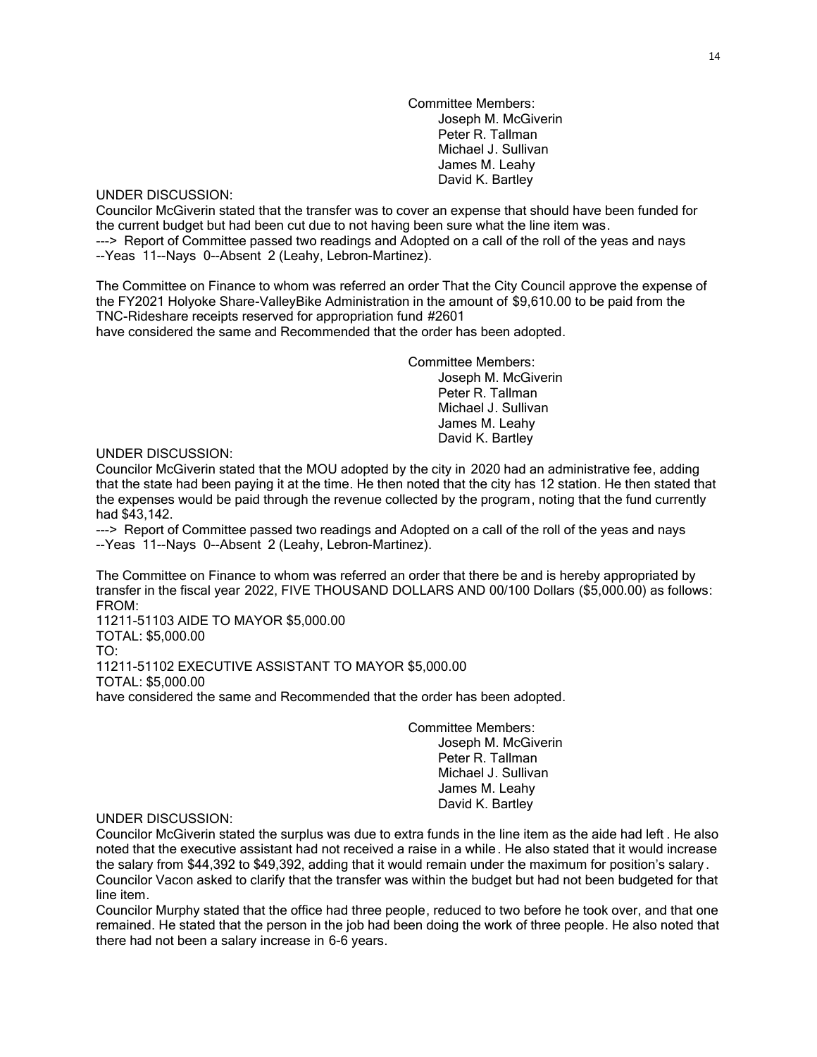Committee Members:
Joseph M. McGiverin
Peter R. Tallman
Michael J. Sullivan
James M. Leahy
David K. Bartley

UNDER DISCUSSION:
Councilor McGiverin stated that the transfer was to cover an expense that should have been funded for the current budget but had been cut due to not having been sure what the line item was.
---> Report of Committee passed two readings and Adopted on a call of the roll of the yeas and nays --Yeas 11--Nays 0--Absent 2 (Leahy, Lebron-Martinez).

The Committee on Finance to whom was referred an order That the City Council approve the expense of the FY2021 Holyoke Share-ValleyBike Administration in the amount of $9,610.00 to be paid from the TNC-Rideshare receipts reserved for appropriation fund #2601
have considered the same and Recommended that the order has been adopted.

Committee Members:
Joseph M. McGiverin
Peter R. Tallman
Michael J. Sullivan
James M. Leahy
David K. Bartley

UNDER DISCUSSION:
Councilor McGiverin stated that the MOU adopted by the city in 2020 had an administrative fee, adding that the state had been paying it at the time. He then noted that the city has 12 station. He then stated that the expenses would be paid through the revenue collected by the program, noting that the fund currently had $43,142.
---> Report of Committee passed two readings and Adopted on a call of the roll of the yeas and nays --Yeas 11--Nays 0--Absent 2 (Leahy, Lebron-Martinez).

The Committee on Finance to whom was referred an order that there be and is hereby appropriated by transfer in the fiscal year 2022, FIVE THOUSAND DOLLARS AND 00/100 Dollars ($5,000.00) as follows:
FROM:
11211-51103 AIDE TO MAYOR $5,000.00
TOTAL: $5,000.00
TO:
11211-51102 EXECUTIVE ASSISTANT TO MAYOR $5,000.00
TOTAL: $5,000.00
have considered the same and Recommended that the order has been adopted.

Committee Members:
Joseph M. McGiverin
Peter R. Tallman
Michael J. Sullivan
James M. Leahy
David K. Bartley

UNDER DISCUSSION:
Councilor McGiverin stated the surplus was due to extra funds in the line item as the aide had left. He also noted that the executive assistant had not received a raise in a while. He also stated that it would increase the salary from $44,392 to $49,392, adding that it would remain under the maximum for position's salary.
Councilor Vacon asked to clarify that the transfer was within the budget but had not been budgeted for that line item.
Councilor Murphy stated that the office had three people, reduced to two before he took over, and that one remained. He stated that the person in the job had been doing the work of three people. He also noted that there had not been a salary increase in 6-6 years.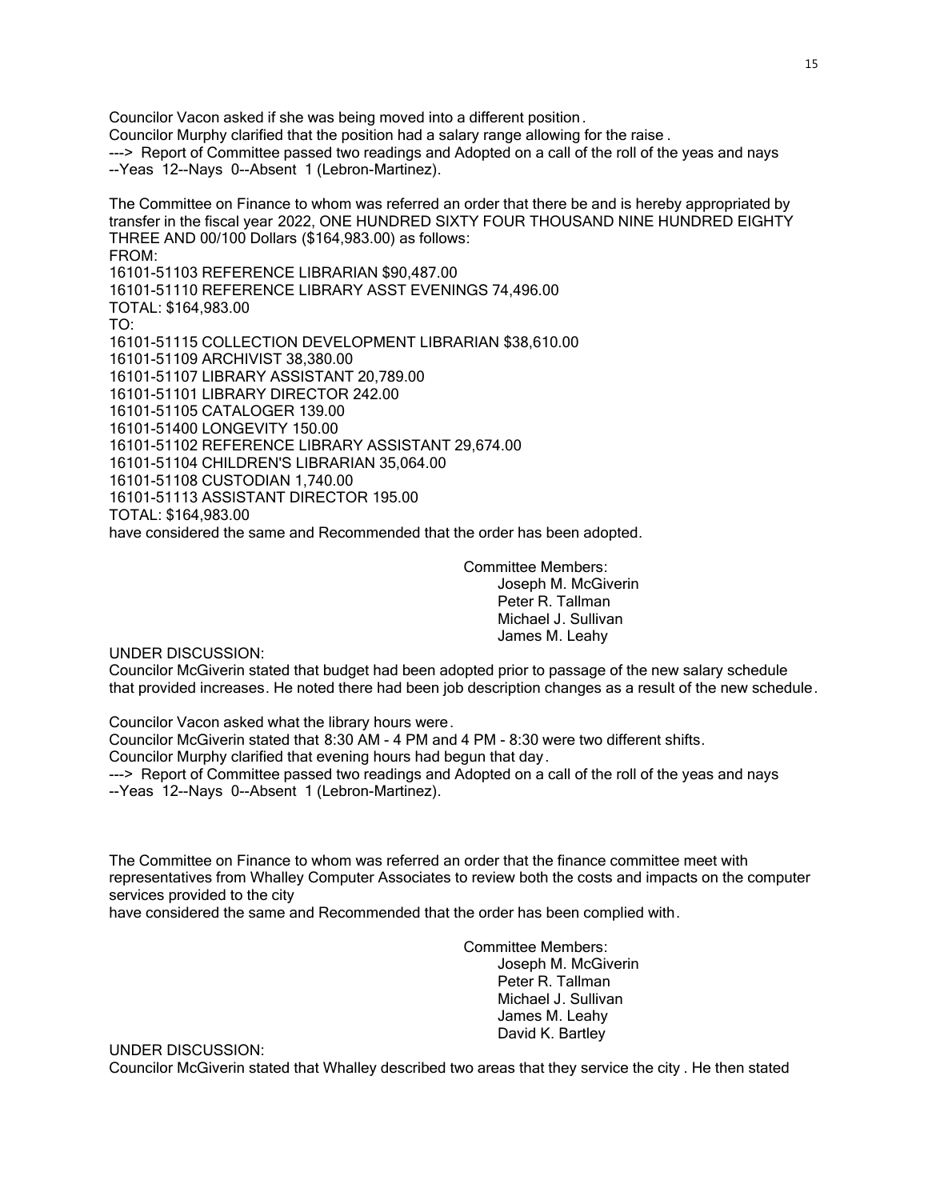Councilor Vacon asked if she was being moved into a different position.
Councilor Murphy clarified that the position had a salary range allowing for the raise.
---> Report of Committee passed two readings and Adopted on a call of the roll of the yeas and nays
--Yeas 12--Nays 0--Absent 1 (Lebron-Martinez).

The Committee on Finance to whom was referred an order that there be and is hereby appropriated by transfer in the fiscal year 2022, ONE HUNDRED SIXTY FOUR THOUSAND NINE HUNDRED EIGHTY THREE AND 00/100 Dollars ($164,983.00) as follows:
FROM:
16101-51103 REFERENCE LIBRARIAN $90,487.00
16101-51110 REFERENCE LIBRARY ASST EVENINGS 74,496.00
TOTAL: $164,983.00
TO:
16101-51115 COLLECTION DEVELOPMENT LIBRARIAN $38,610.00
16101-51109 ARCHIVIST 38,380.00
16101-51107 LIBRARY ASSISTANT 20,789.00
16101-51101 LIBRARY DIRECTOR 242.00
16101-51105 CATALOGER 139.00
16101-51400 LONGEVITY 150.00
16101-51102 REFERENCE LIBRARY ASSISTANT 29,674.00
16101-51104 CHILDREN'S LIBRARIAN 35,064.00
16101-51108 CUSTODIAN 1,740.00
16101-51113 ASSISTANT DIRECTOR 195.00
TOTAL: $164,983.00
have considered the same and Recommended that the order has been adopted.

Committee Members:
Joseph M. McGiverin
Peter R. Tallman
Michael J. Sullivan
James M. Leahy

UNDER DISCUSSION:
Councilor McGiverin stated that budget had been adopted prior to passage of the new salary schedule that provided increases. He noted there had been job description changes as a result of the new schedule.

Councilor Vacon asked what the library hours were.
Councilor McGiverin stated that 8:30 AM - 4 PM and 4 PM - 8:30 were two different shifts.
Councilor Murphy clarified that evening hours had begun that day.
---> Report of Committee passed two readings and Adopted on a call of the roll of the yeas and nays
--Yeas 12--Nays 0--Absent 1 (Lebron-Martinez).

The Committee on Finance to whom was referred an order that the finance committee meet with representatives from Whalley Computer Associates to review both the costs and impacts on the computer services provided to the city
have considered the same and Recommended that the order has been complied with.

Committee Members:
Joseph M. McGiverin
Peter R. Tallman
Michael J. Sullivan
James M. Leahy
David K. Bartley

UNDER DISCUSSION:
Councilor McGiverin stated that Whalley described two areas that they service the city. He then stated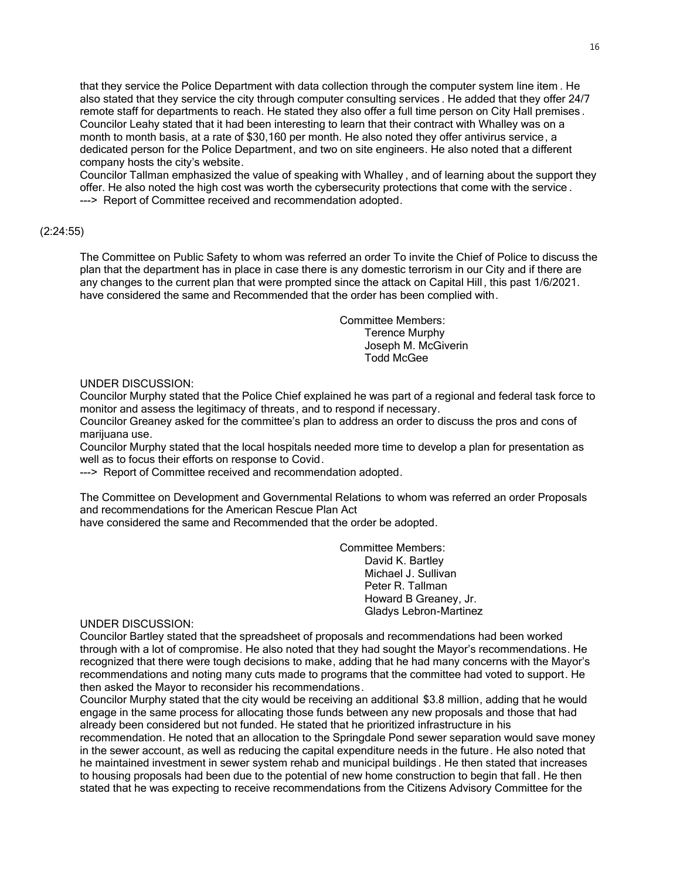that they service the Police Department with data collection through the computer system line item. He also stated that they service the city through computer consulting services. He added that they offer 24/7 remote staff for departments to reach. He stated they also offer a full time person on City Hall premises. Councilor Leahy stated that it had been interesting to learn that their contract with Whalley was on a month to month basis, at a rate of $30,160 per month. He also noted they offer antivirus service, a dedicated person for the Police Department, and two on site engineers. He also noted that a different company hosts the city's website.
Councilor Tallman emphasized the value of speaking with Whalley, and of learning about the support they offer. He also noted the high cost was worth the cybersecurity protections that come with the service.
---> Report of Committee received and recommendation adopted.

(2:24:55)

The Committee on Public Safety to whom was referred an order To invite the Chief of Police to discuss the plan that the department has in place in case there is any domestic terrorism in our City and if there are any changes to the current plan that were prompted since the attack on Capital Hill, this past 1/6/2021. have considered the same and Recommended that the order has been complied with.

Committee Members:
Terence Murphy
Joseph M. McGiverin
Todd McGee

UNDER DISCUSSION:
Councilor Murphy stated that the Police Chief explained he was part of a regional and federal task force to monitor and assess the legitimacy of threats, and to respond if necessary.
Councilor Greaney asked for the committee's plan to address an order to discuss the pros and cons of marijuana use.
Councilor Murphy stated that the local hospitals needed more time to develop a plan for presentation as well as to focus their efforts on response to Covid.
---> Report of Committee received and recommendation adopted.

The Committee on Development and Governmental Relations to whom was referred an order Proposals and recommendations for the American Rescue Plan Act
have considered the same and Recommended that the order be adopted.

Committee Members:
David K. Bartley
Michael J. Sullivan
Peter R. Tallman
Howard B Greaney, Jr.
Gladys Lebron-Martinez

UNDER DISCUSSION:
Councilor Bartley stated that the spreadsheet of proposals and recommendations had been worked through with a lot of compromise. He also noted that they had sought the Mayor's recommendations. He recognized that there were tough decisions to make, adding that he had many concerns with the Mayor's recommendations and noting many cuts made to programs that the committee had voted to support. He then asked the Mayor to reconsider his recommendations.
Councilor Murphy stated that the city would be receiving an additional $3.8 million, adding that he would engage in the same process for allocating those funds between any new proposals and those that had already been considered but not funded. He stated that he prioritized infrastructure in his recommendation. He noted that an allocation to the Springdale Pond sewer separation would save money in the sewer account, as well as reducing the capital expenditure needs in the future. He also noted that he maintained investment in sewer system rehab and municipal buildings. He then stated that increases to housing proposals had been due to the potential of new home construction to begin that fall. He then stated that he was expecting to receive recommendations from the Citizens Advisory Committee for the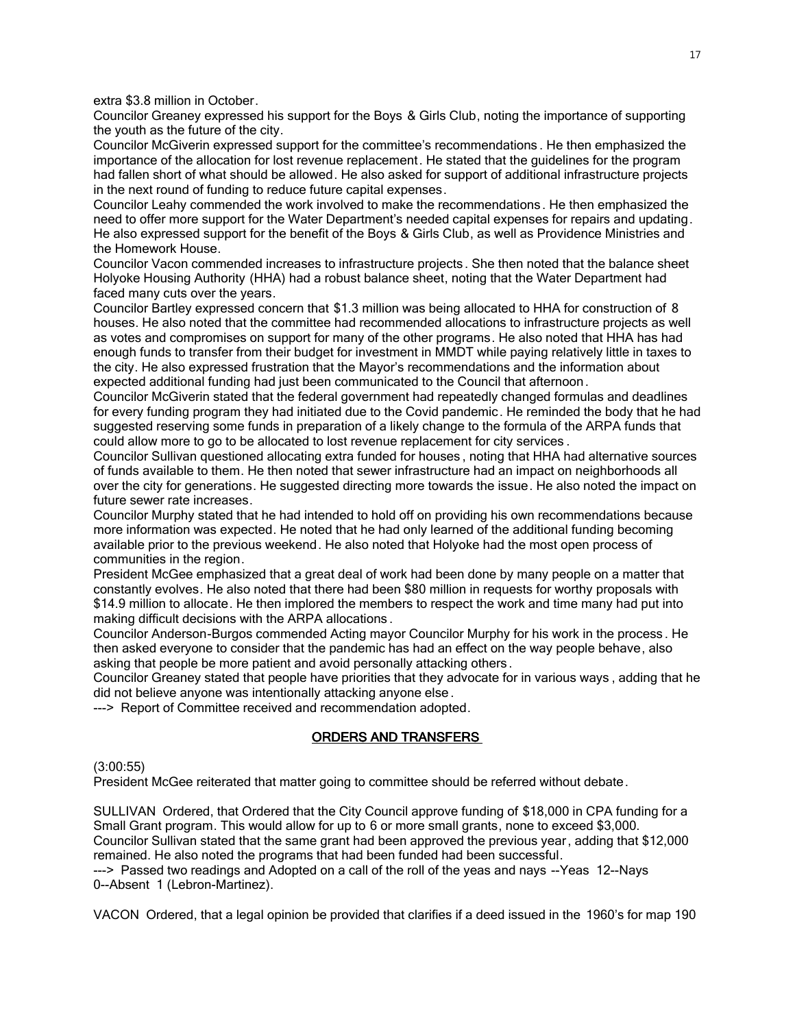extra $3.8 million in October.

Councilor Greaney expressed his support for the Boys & Girls Club, noting the importance of supporting the youth as the future of the city.

Councilor McGiverin expressed support for the committee's recommendations. He then emphasized the importance of the allocation for lost revenue replacement. He stated that the guidelines for the program had fallen short of what should be allowed. He also asked for support of additional infrastructure projects in the next round of funding to reduce future capital expenses.

Councilor Leahy commended the work involved to make the recommendations. He then emphasized the need to offer more support for the Water Department's needed capital expenses for repairs and updating. He also expressed support for the benefit of the Boys & Girls Club, as well as Providence Ministries and the Homework House.

Councilor Vacon commended increases to infrastructure projects. She then noted that the balance sheet Holyoke Housing Authority (HHA) had a robust balance sheet, noting that the Water Department had faced many cuts over the years.

Councilor Bartley expressed concern that $1.3 million was being allocated to HHA for construction of 8 houses. He also noted that the committee had recommended allocations to infrastructure projects as well as votes and compromises on support for many of the other programs. He also noted that HHA has had enough funds to transfer from their budget for investment in MMDT while paying relatively little in taxes to the city. He also expressed frustration that the Mayor's recommendations and the information about expected additional funding had just been communicated to the Council that afternoon.

Councilor McGiverin stated that the federal government had repeatedly changed formulas and deadlines for every funding program they had initiated due to the Covid pandemic. He reminded the body that he had suggested reserving some funds in preparation of a likely change to the formula of the ARPA funds that could allow more to go to be allocated to lost revenue replacement for city services.

Councilor Sullivan questioned allocating extra funded for houses, noting that HHA had alternative sources of funds available to them. He then noted that sewer infrastructure had an impact on neighborhoods all over the city for generations. He suggested directing more towards the issue. He also noted the impact on future sewer rate increases.

Councilor Murphy stated that he had intended to hold off on providing his own recommendations because more information was expected. He noted that he had only learned of the additional funding becoming available prior to the previous weekend. He also noted that Holyoke had the most open process of communities in the region.

President McGee emphasized that a great deal of work had been done by many people on a matter that constantly evolves. He also noted that there had been $80 million in requests for worthy proposals with $14.9 million to allocate. He then implored the members to respect the work and time many had put into making difficult decisions with the ARPA allocations.

Councilor Anderson-Burgos commended Acting mayor Councilor Murphy for his work in the process. He then asked everyone to consider that the pandemic has had an effect on the way people behave, also asking that people be more patient and avoid personally attacking others.

Councilor Greaney stated that people have priorities that they advocate for in various ways, adding that he did not believe anyone was intentionally attacking anyone else.

---> Report of Committee received and recommendation adopted.

## ORDERS AND TRANSFERS

(3:00:55)

President McGee reiterated that matter going to committee should be referred without debate.

SULLIVAN Ordered, that Ordered that the City Council approve funding of $18,000 in CPA funding for a Small Grant program. This would allow for up to 6 or more small grants, none to exceed $3,000.

Councilor Sullivan stated that the same grant had been approved the previous year, adding that $12,000 remained. He also noted the programs that had been funded had been successful.

---> Passed two readings and Adopted on a call of the roll of the yeas and nays --Yeas 12--Nays 0--Absent 1 (Lebron-Martinez).

VACON Ordered, that a legal opinion be provided that clarifies if a deed issued in the 1960's for map 190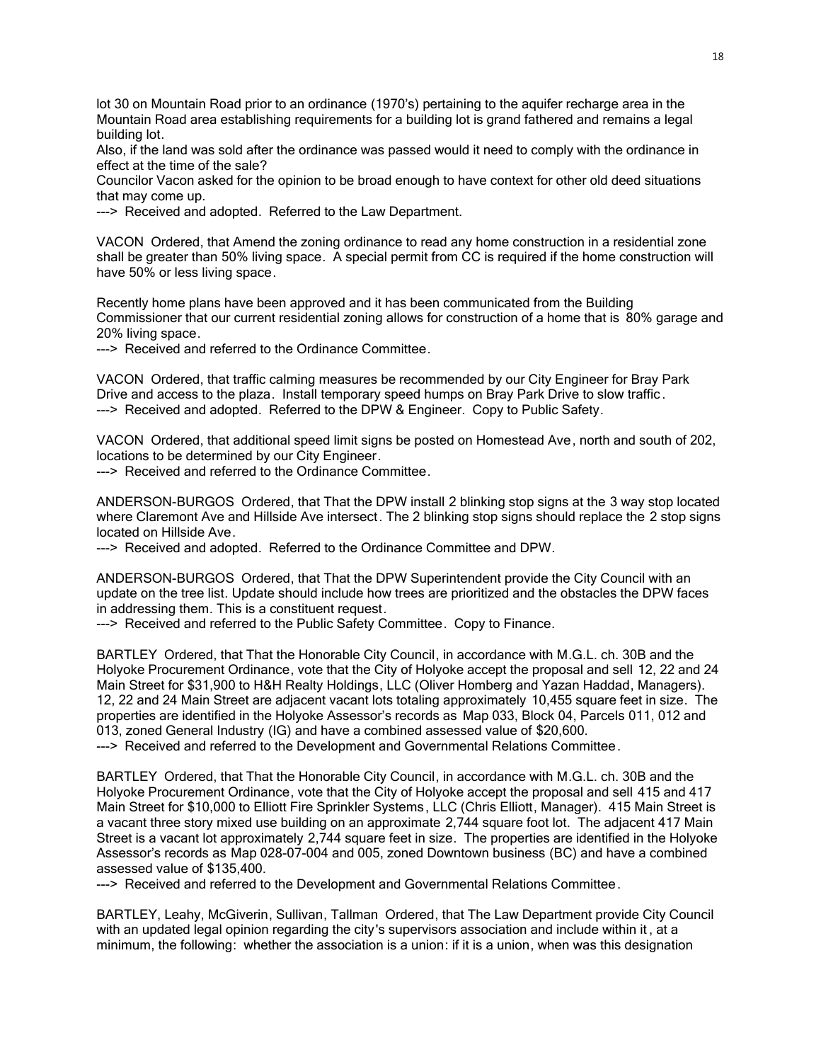lot 30 on Mountain Road prior to an ordinance (1970's) pertaining to the aquifer recharge area in the Mountain Road area establishing requirements for a building lot is grand fathered and remains a legal building lot.
Also, if the land was sold after the ordinance was passed would it need to comply with the ordinance in effect at the time of the sale?
Councilor Vacon asked for the opinion to be broad enough to have context for other old deed situations that may come up.
---> Received and adopted. Referred to the Law Department.

VACON Ordered, that Amend the zoning ordinance to read any home construction in a residential zone shall be greater than 50% living space. A special permit from CC is required if the home construction will have 50% or less living space.

Recently home plans have been approved and it has been communicated from the Building Commissioner that our current residential zoning allows for construction of a home that is 80% garage and 20% living space.
---> Received and referred to the Ordinance Committee.

VACON Ordered, that traffic calming measures be recommended by our City Engineer for Bray Park Drive and access to the plaza. Install temporary speed humps on Bray Park Drive to slow traffic.
---> Received and adopted. Referred to the DPW & Engineer. Copy to Public Safety.

VACON Ordered, that additional speed limit signs be posted on Homestead Ave, north and south of 202, locations to be determined by our City Engineer.
---> Received and referred to the Ordinance Committee.

ANDERSON-BURGOS Ordered, that That the DPW install 2 blinking stop signs at the 3 way stop located where Claremont Ave and Hillside Ave intersect. The 2 blinking stop signs should replace the 2 stop signs located on Hillside Ave.
---> Received and adopted. Referred to the Ordinance Committee and DPW.

ANDERSON-BURGOS Ordered, that That the DPW Superintendent provide the City Council with an update on the tree list. Update should include how trees are prioritized and the obstacles the DPW faces in addressing them. This is a constituent request.
---> Received and referred to the Public Safety Committee. Copy to Finance.

BARTLEY Ordered, that That the Honorable City Council, in accordance with M.G.L. ch. 30B and the Holyoke Procurement Ordinance, vote that the City of Holyoke accept the proposal and sell 12, 22 and 24 Main Street for $31,900 to H&H Realty Holdings, LLC (Oliver Homberg and Yazan Haddad, Managers). 12, 22 and 24 Main Street are adjacent vacant lots totaling approximately 10,455 square feet in size. The properties are identified in the Holyoke Assessor's records as Map 033, Block 04, Parcels 011, 012 and 013, zoned General Industry (IG) and have a combined assessed value of $20,600.
---> Received and referred to the Development and Governmental Relations Committee.

BARTLEY Ordered, that That the Honorable City Council, in accordance with M.G.L. ch. 30B and the Holyoke Procurement Ordinance, vote that the City of Holyoke accept the proposal and sell 415 and 417 Main Street for $10,000 to Elliott Fire Sprinkler Systems, LLC (Chris Elliott, Manager). 415 Main Street is a vacant three story mixed use building on an approximate 2,744 square foot lot. The adjacent 417 Main Street is a vacant lot approximately 2,744 square feet in size. The properties are identified in the Holyoke Assessor's records as Map 028-07-004 and 005, zoned Downtown business (BC) and have a combined assessed value of $135,400.
---> Received and referred to the Development and Governmental Relations Committee.

BARTLEY, Leahy, McGiverin, Sullivan, Tallman Ordered, that The Law Department provide City Council with an updated legal opinion regarding the city's supervisors association and include within it, at a minimum, the following: whether the association is a union: if it is a union, when was this designation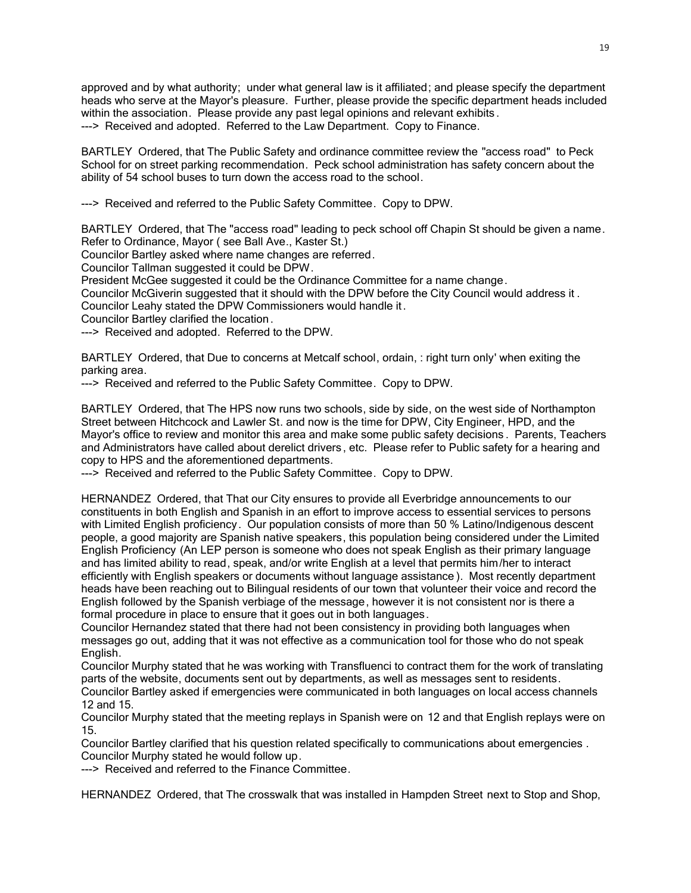approved and by what authority; under what general law is it affiliated; and please specify the department heads who serve at the Mayor's pleasure. Further, please provide the specific department heads included within the association. Please provide any past legal opinions and relevant exhibits.
---> Received and adopted. Referred to the Law Department. Copy to Finance.

BARTLEY Ordered, that The Public Safety and ordinance committee review the "access road" to Peck School for on street parking recommendation. Peck school administration has safety concern about the ability of 54 school buses to turn down the access road to the school.

---> Received and referred to the Public Safety Committee. Copy to DPW.

BARTLEY Ordered, that The "access road" leading to peck school off Chapin St should be given a name. Refer to Ordinance, Mayor ( see Ball Ave., Kaster St.)
Councilor Bartley asked where name changes are referred.
Councilor Tallman suggested it could be DPW.
President McGee suggested it could be the Ordinance Committee for a name change.
Councilor McGiverin suggested that it should with the DPW before the City Council would address it.
Councilor Leahy stated the DPW Commissioners would handle it.
Councilor Bartley clarified the location.
---> Received and adopted. Referred to the DPW.

BARTLEY Ordered, that Due to concerns at Metcalf school, ordain, : right turn only' when exiting the parking area.
---> Received and referred to the Public Safety Committee. Copy to DPW.

BARTLEY Ordered, that The HPS now runs two schools, side by side, on the west side of Northampton Street between Hitchcock and Lawler St. and now is the time for DPW, City Engineer, HPD, and the Mayor's office to review and monitor this area and make some public safety decisions. Parents, Teachers and Administrators have called about derelict drivers, etc. Please refer to Public safety for a hearing and copy to HPS and the aforementioned departments.
---> Received and referred to the Public Safety Committee. Copy to DPW.

HERNANDEZ Ordered, that That our City ensures to provide all Everbridge announcements to our constituents in both English and Spanish in an effort to improve access to essential services to persons with Limited English proficiency. Our population consists of more than 50 % Latino/Indigenous descent people, a good majority are Spanish native speakers, this population being considered under the Limited English Proficiency (An LEP person is someone who does not speak English as their primary language and has limited ability to read, speak, and/or write English at a level that permits him/her to interact efficiently with English speakers or documents without language assistance). Most recently department heads have been reaching out to Bilingual residents of our town that volunteer their voice and record the English followed by the Spanish verbiage of the message, however it is not consistent nor is there a formal procedure in place to ensure that it goes out in both languages.
Councilor Hernandez stated that there had not been consistency in providing both languages when messages go out, adding that it was not effective as a communication tool for those who do not speak English.
Councilor Murphy stated that he was working with Transfluenci to contract them for the work of translating parts of the website, documents sent out by departments, as well as messages sent to residents.
Councilor Bartley asked if emergencies were communicated in both languages on local access channels 12 and 15.
Councilor Murphy stated that the meeting replays in Spanish were on 12 and that English replays were on 15.
Councilor Bartley clarified that his question related specifically to communications about emergencies.
Councilor Murphy stated he would follow up.
---> Received and referred to the Finance Committee.

HERNANDEZ Ordered, that The crosswalk that was installed in Hampden Street next to Stop and Shop,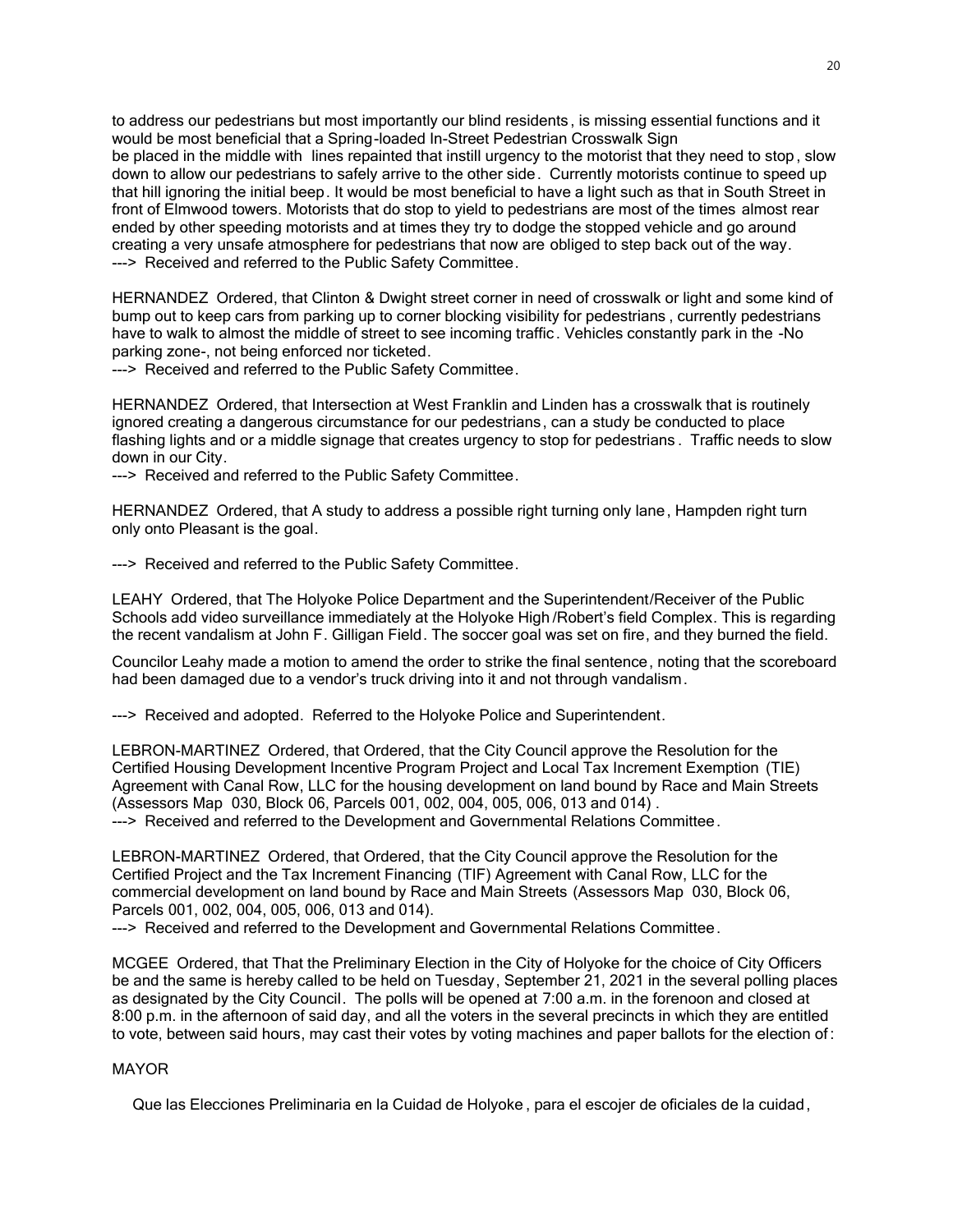to address our pedestrians but most importantly our blind residents, is missing essential functions and it would be most beneficial that a Spring-loaded In-Street Pedestrian Crosswalk Sign
be placed in the middle with lines repainted that instill urgency to the motorist that they need to stop, slow down to allow our pedestrians to safely arrive to the other side. Currently motorists continue to speed up that hill ignoring the initial beep. It would be most beneficial to have a light such as that in South Street in front of Elmwood towers. Motorists that do stop to yield to pedestrians are most of the times almost rear ended by other speeding motorists and at times they try to dodge the stopped vehicle and go around creating a very unsafe atmosphere for pedestrians that now are obliged to step back out of the way.
---> Received and referred to the Public Safety Committee.

HERNANDEZ Ordered, that Clinton & Dwight street corner in need of crosswalk or light and some kind of bump out to keep cars from parking up to corner blocking visibility for pedestrians, currently pedestrians have to walk to almost the middle of street to see incoming traffic. Vehicles constantly park in the -No parking zone-, not being enforced nor ticketed.
---> Received and referred to the Public Safety Committee.

HERNANDEZ Ordered, that Intersection at West Franklin and Linden has a crosswalk that is routinely ignored creating a dangerous circumstance for our pedestrians, can a study be conducted to place flashing lights and or a middle signage that creates urgency to stop for pedestrians. Traffic needs to slow down in our City.
---> Received and referred to the Public Safety Committee.

HERNANDEZ Ordered, that A study to address a possible right turning only lane, Hampden right turn only onto Pleasant is the goal.

---> Received and referred to the Public Safety Committee.

LEAHY Ordered, that The Holyoke Police Department and the Superintendent/Receiver of the Public Schools add video surveillance immediately at the Holyoke High/Robert's field Complex. This is regarding the recent vandalism at John F. Gilligan Field. The soccer goal was set on fire, and they burned the field.

Councilor Leahy made a motion to amend the order to strike the final sentence, noting that the scoreboard had been damaged due to a vendor's truck driving into it and not through vandalism.

---> Received and adopted. Referred to the Holyoke Police and Superintendent.

LEBRON-MARTINEZ Ordered, that Ordered, that the City Council approve the Resolution for the Certified Housing Development Incentive Program Project and Local Tax Increment Exemption (TIE) Agreement with Canal Row, LLC for the housing development on land bound by Race and Main Streets (Assessors Map 030, Block 06, Parcels 001, 002, 004, 005, 006, 013 and 014).
---> Received and referred to the Development and Governmental Relations Committee.

LEBRON-MARTINEZ Ordered, that Ordered, that the City Council approve the Resolution for the Certified Project and the Tax Increment Financing (TIF) Agreement with Canal Row, LLC for the commercial development on land bound by Race and Main Streets (Assessors Map 030, Block 06, Parcels 001, 002, 004, 005, 006, 013 and 014).
---> Received and referred to the Development and Governmental Relations Committee.

MCGEE Ordered, that That the Preliminary Election in the City of Holyoke for the choice of City Officers be and the same is hereby called to be held on Tuesday, September 21, 2021 in the several polling places as designated by the City Council. The polls will be opened at 7:00 a.m. in the forenoon and closed at 8:00 p.m. in the afternoon of said day, and all the voters in the several precincts in which they are entitled to vote, between said hours, may cast their votes by voting machines and paper ballots for the election of:

MAYOR

Que las Elecciones Preliminaria en la Cuidad de Holyoke, para el escojer de oficiales de la cuidad,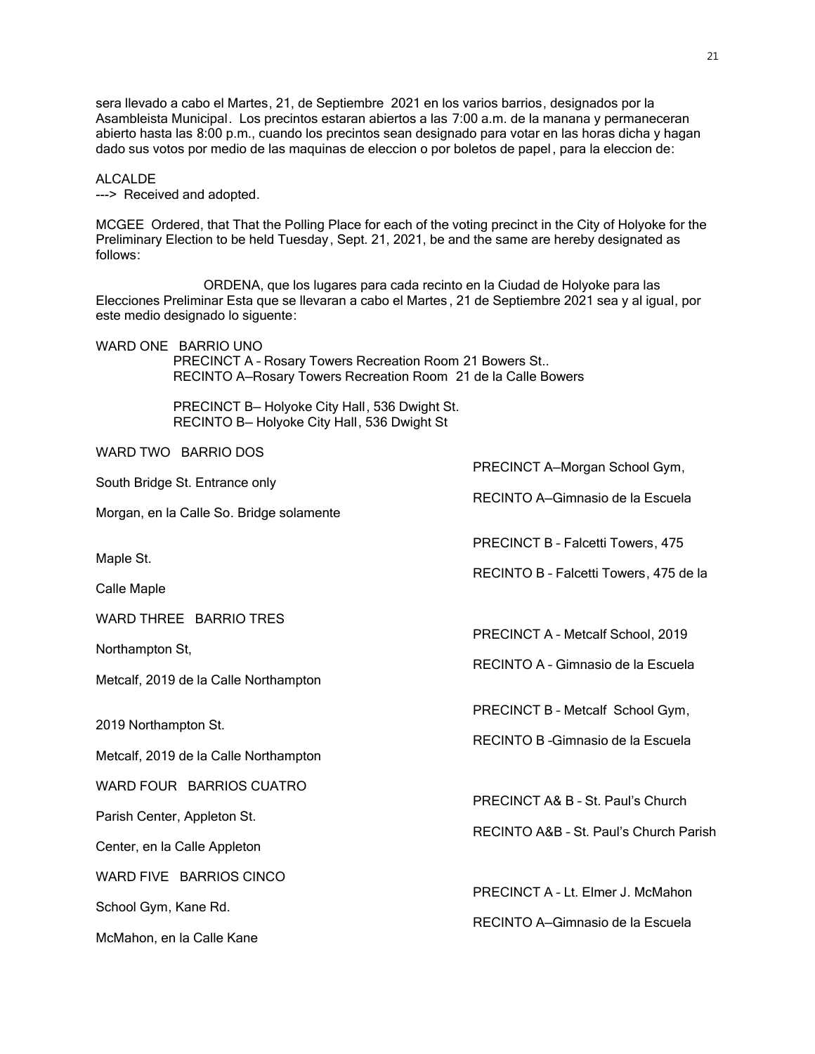sera llevado a cabo el Martes, 21, de Septiembre 2021 en los varios barrios, designados por la Asambleista Municipal. Los precintos estaran abiertos a las 7:00 a.m. de la manana y permaneceran abierto hasta las 8:00 p.m., cuando los precintos sean designado para votar en las horas dicha y hagan dado sus votos por medio de las maquinas de eleccion o por boletos de papel, para la eleccion de:

ALCALDE
---> Received and adopted.

MCGEE Ordered, that That the Polling Place for each of the voting precinct in the City of Holyoke for the Preliminary Election to be held Tuesday, Sept. 21, 2021, be and the same are hereby designated as follows:

ORDENA, que los lugares para cada recinto en la Ciudad de Holyoke para las Elecciones Preliminar Esta que se llevaran a cabo el Martes, 21 de Septiembre 2021 sea y al igual, por este medio designado lo siguiente:

WARD ONE BARRIO UNO
PRECINCT A – Rosary Towers Recreation Room 21 Bowers St..
RECINTO A—Rosary Towers Recreation Room 21 de la Calle Bowers

PRECINCT B— Holyoke City Hall, 536 Dwight St.
RECINTO B— Holyoke City Hall, 536 Dwight St

WARD TWO BARRIO DOS
PRECINCT A—Morgan School Gym, South Bridge St. Entrance only
RECINTO A—Gimnasio de la Escuela Morgan, en la Calle So. Bridge solamente

PRECINCT B – Falcetti Towers, 475 Maple St.
RECINTO B – Falcetti Towers, 475 de la Calle Maple

WARD THREE BARRIO TRES
PRECINCT A – Metcalf School, 2019 Northampton St,
RECINTO A – Gimnasio de la Escuela Metcalf, 2019 de la Calle Northampton

PRECINCT B – Metcalf School Gym, 2019 Northampton St.
RECINTO B –Gimnasio de la Escuela Metcalf, 2019 de la Calle Northampton

WARD FOUR BARRIOS CUATRO
PRECINCT A& B – St. Paul's Church Parish Center, Appleton St.
RECINTO A&B – St. Paul's Church Parish Center, en la Calle Appleton

WARD FIVE BARRIOS CINCO
PRECINCT A – Lt. Elmer J. McMahon School Gym, Kane Rd.
RECINTO A—Gimnasio de la Escuela McMahon, en la Calle Kane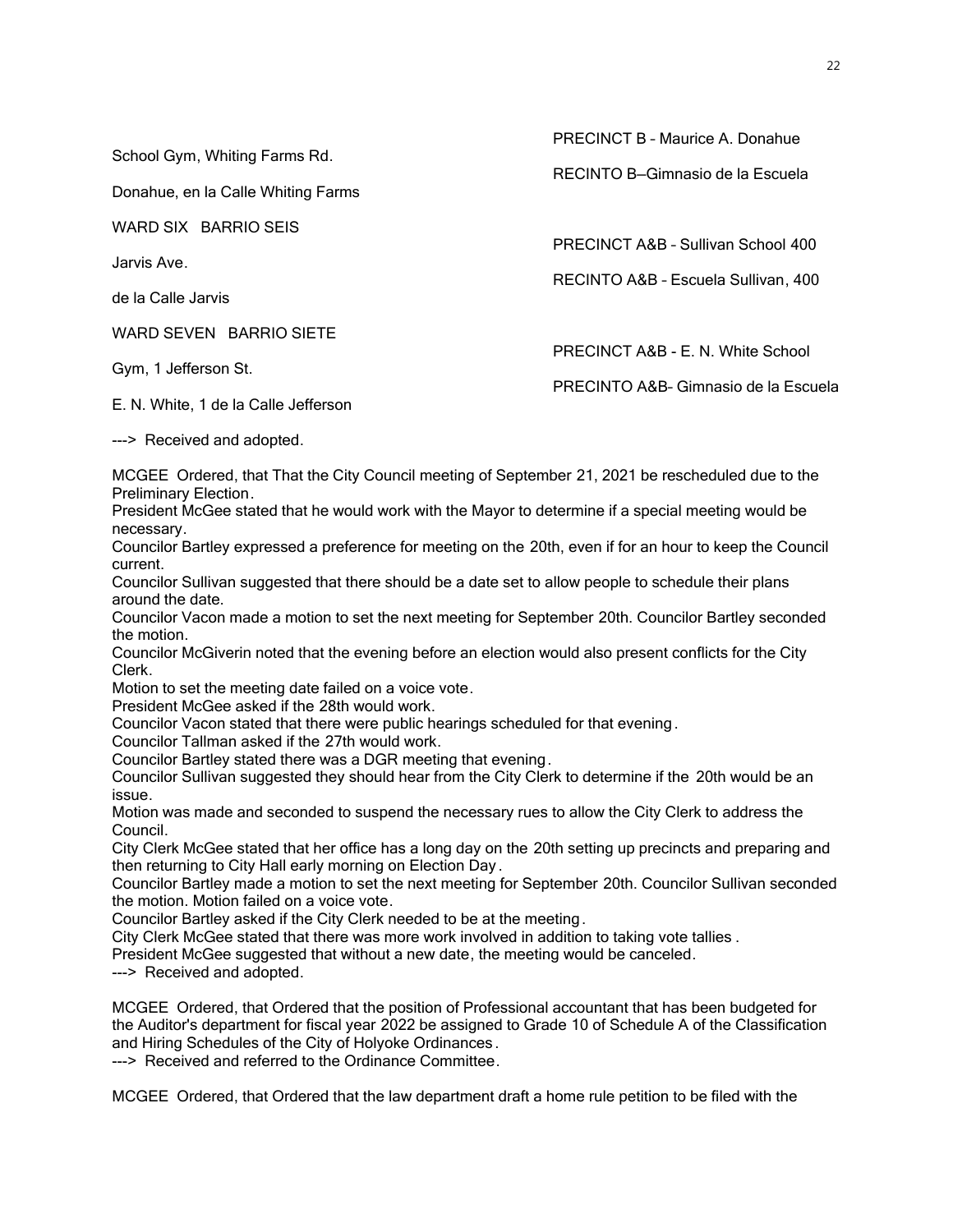School Gym, Whiting Farms Rd.

PRECINCT B – Maurice A. Donahue

RECINTO B—Gimnasio de la Escuela

Donahue, en la Calle Whiting Farms

WARD SIX   BARRIO SEIS

PRECINCT A&B – Sullivan School 400

RECINTO A&B – Escuela Sullivan, 400

Jarvis Ave.

de la Calle Jarvis

WARD SEVEN   BARRIO SIETE

PRECINCT A&B - E. N. White School

PRECINTO A&B- Gimnasio de la Escuela

Gym, 1 Jefferson St.

E. N. White, 1 de la Calle Jefferson

---> Received and adopted.

MCGEE Ordered, that That the City Council meeting of September 21, 2021 be rescheduled due to the Preliminary Election.
President McGee stated that he would work with the Mayor to determine if a special meeting would be necessary.
Councilor Bartley expressed a preference for meeting on the 20th, even if for an hour to keep the Council current.
Councilor Sullivan suggested that there should be a date set to allow people to schedule their plans around the date.
Councilor Vacon made a motion to set the next meeting for September 20th. Councilor Bartley seconded the motion.
Councilor McGiverin noted that the evening before an election would also present conflicts for the City Clerk.
Motion to set the meeting date failed on a voice vote.
President McGee asked if the 28th would work.
Councilor Vacon stated that there were public hearings scheduled for that evening.
Councilor Tallman asked if the 27th would work.
Councilor Bartley stated there was a DGR meeting that evening.
Councilor Sullivan suggested they should hear from the City Clerk to determine if the 20th would be an issue.
Motion was made and seconded to suspend the necessary rues to allow the City Clerk to address the Council.
City Clerk McGee stated that her office has a long day on the 20th setting up precincts and preparing and then returning to City Hall early morning on Election Day.
Councilor Bartley made a motion to set the next meeting for September 20th. Councilor Sullivan seconded the motion. Motion failed on a voice vote.
Councilor Bartley asked if the City Clerk needed to be at the meeting.
City Clerk McGee stated that there was more work involved in addition to taking vote tallies.
President McGee suggested that without a new date, the meeting would be canceled.
---> Received and adopted.

MCGEE Ordered, that Ordered that the position of Professional accountant that has been budgeted for the Auditor's department for fiscal year 2022 be assigned to Grade 10 of Schedule A of the Classification and Hiring Schedules of the City of Holyoke Ordinances.
---> Received and referred to the Ordinance Committee.

MCGEE Ordered, that Ordered that the law department draft a home rule petition to be filed with the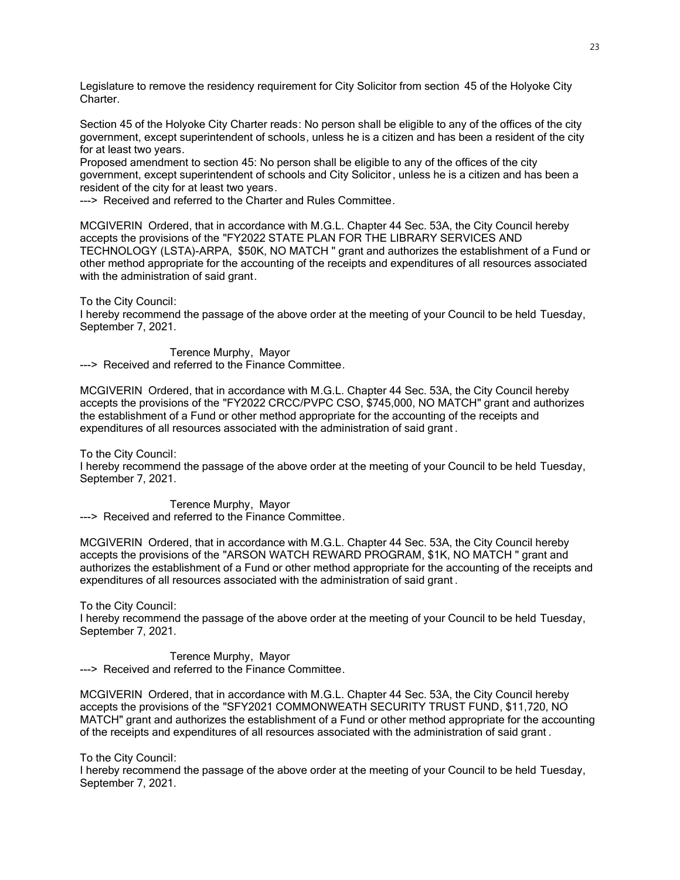Legislature to remove the residency requirement for City Solicitor from section 45 of the Holyoke City Charter.

Section 45 of the Holyoke City Charter reads: No person shall be eligible to any of the offices of the city government, except superintendent of schools, unless he is a citizen and has been a resident of the city for at least two years.
Proposed amendment to section 45: No person shall be eligible to any of the offices of the city government, except superintendent of schools and City Solicitor, unless he is a citizen and has been a resident of the city for at least two years.
---> Received and referred to the Charter and Rules Committee.

MCGIVERIN Ordered, that in accordance with M.G.L. Chapter 44 Sec. 53A, the City Council hereby accepts the provisions of the "FY2022 STATE PLAN FOR THE LIBRARY SERVICES AND TECHNOLOGY (LSTA)-ARPA, $50K, NO MATCH " grant and authorizes the establishment of a Fund or other method appropriate for the accounting of the receipts and expenditures of all resources associated with the administration of said grant.

To the City Council:
I hereby recommend the passage of the above order at the meeting of your Council to be held Tuesday, September 7, 2021.

Terence Murphy, Mayor
---> Received and referred to the Finance Committee.

MCGIVERIN Ordered, that in accordance with M.G.L. Chapter 44 Sec. 53A, the City Council hereby accepts the provisions of the "FY2022 CRCC/PVPC CSO, $745,000, NO MATCH" grant and authorizes the establishment of a Fund or other method appropriate for the accounting of the receipts and expenditures of all resources associated with the administration of said grant.

To the City Council:
I hereby recommend the passage of the above order at the meeting of your Council to be held Tuesday, September 7, 2021.

Terence Murphy, Mayor
---> Received and referred to the Finance Committee.

MCGIVERIN Ordered, that in accordance with M.G.L. Chapter 44 Sec. 53A, the City Council hereby accepts the provisions of the "ARSON WATCH REWARD PROGRAM, $1K, NO MATCH " grant and authorizes the establishment of a Fund or other method appropriate for the accounting of the receipts and expenditures of all resources associated with the administration of said grant.

To the City Council:
I hereby recommend the passage of the above order at the meeting of your Council to be held Tuesday, September 7, 2021.

Terence Murphy, Mayor
---> Received and referred to the Finance Committee.

MCGIVERIN Ordered, that in accordance with M.G.L. Chapter 44 Sec. 53A, the City Council hereby accepts the provisions of the "SFY2021 COMMONWEATH SECURITY TRUST FUND, $11,720, NO MATCH" grant and authorizes the establishment of a Fund or other method appropriate for the accounting of the receipts and expenditures of all resources associated with the administration of said grant.

To the City Council:
I hereby recommend the passage of the above order at the meeting of your Council to be held Tuesday, September 7, 2021.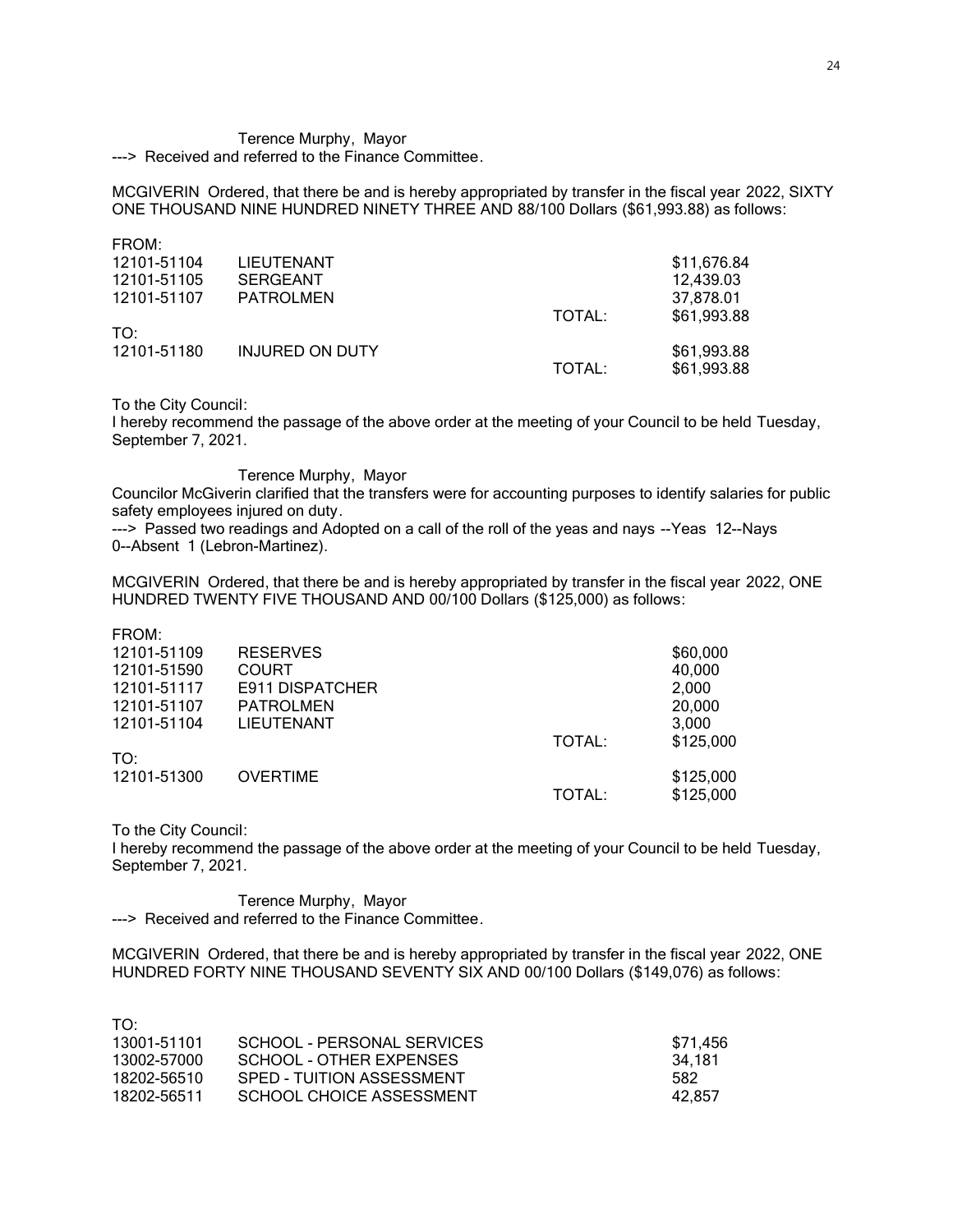Terence Murphy, Mayor

---> Received and referred to the Finance Committee.

MCGIVERIN Ordered, that there be and is hereby appropriated by transfer in the fiscal year 2022, SIXTY ONE THOUSAND NINE HUNDRED NINETY THREE AND 88/100 Dollars ($61,993.88) as follows:

| | | | |
|---|---|---|---|
| FROM: | | | |
| 12101-51104 | LIEUTENANT | | $11,676.84 |
| 12101-51105 | SERGEANT | | 12,439.03 |
| 12101-51107 | PATROLMEN | | 37,878.01 |
| | | TOTAL: | $61,993.88 |
| TO: | | | |
| 12101-51180 | INJURED ON DUTY | | $61,993.88 |
| | | TOTAL: | $61,993.88 |

To the City Council:
I hereby recommend the passage of the above order at the meeting of your Council to be held Tuesday, September 7, 2021.

Terence Murphy, Mayor

Councilor McGiverin clarified that the transfers were for accounting purposes to identify salaries for public safety employees injured on duty.

---> Passed two readings and Adopted on a call of the roll of the yeas and nays --Yeas 12--Nays 0--Absent 1 (Lebron-Martinez).

MCGIVERIN Ordered, that there be and is hereby appropriated by transfer in the fiscal year 2022, ONE HUNDRED TWENTY FIVE THOUSAND AND 00/100 Dollars ($125,000) as follows:

| | | | |
|---|---|---|---|
| FROM: | | | |
| 12101-51109 | RESERVES | | $60,000 |
| 12101-51590 | COURT | | 40,000 |
| 12101-51117 | E911 DISPATCHER | | 2,000 |
| 12101-51107 | PATROLMEN | | 20,000 |
| 12101-51104 | LIEUTENANT | | 3,000 |
| | | TOTAL: | $125,000 |
| TO: | | | |
| 12101-51300 | OVERTIME | | $125,000 |
| | | TOTAL: | $125,000 |

To the City Council:
I hereby recommend the passage of the above order at the meeting of your Council to be held Tuesday, September 7, 2021.

Terence Murphy, Mayor

---> Received and referred to the Finance Committee.

MCGIVERIN Ordered, that there be and is hereby appropriated by transfer in the fiscal year 2022, ONE HUNDRED FORTY NINE THOUSAND SEVENTY SIX AND 00/100 Dollars ($149,076) as follows:

| | | |
|---|---|---|
| TO: | | |
| 13001-51101 | SCHOOL - PERSONAL SERVICES | $71,456 |
| 13002-57000 | SCHOOL - OTHER EXPENSES | 34,181 |
| 18202-56510 | SPED - TUITION ASSESSMENT | 582 |
| 18202-56511 | SCHOOL CHOICE ASSESSMENT | 42,857 |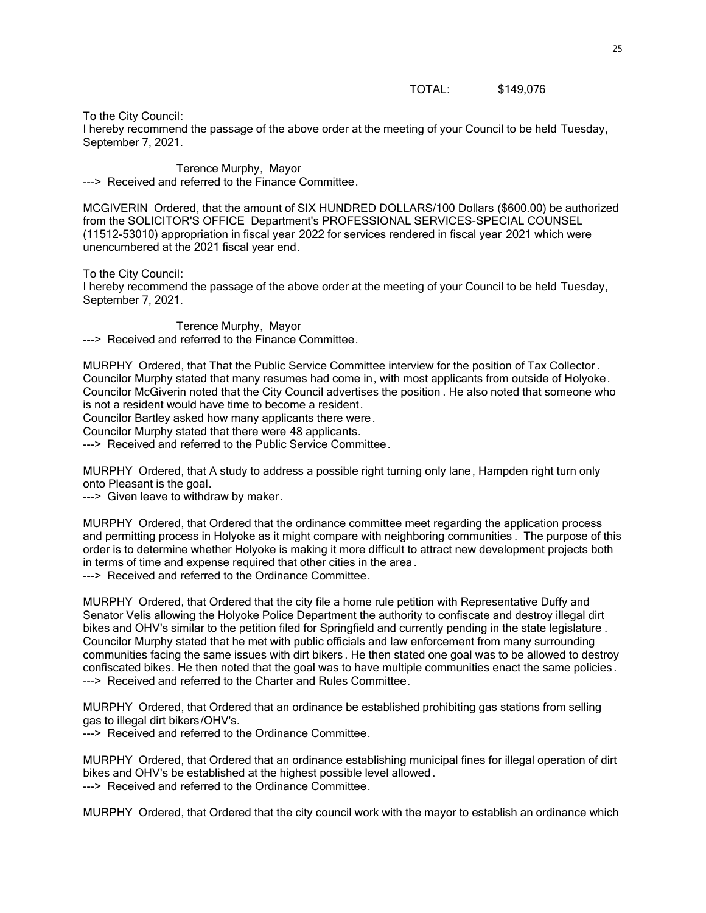TOTAL: $149,076

To the City Council:
I hereby recommend the passage of the above order at the meeting of your Council to be held Tuesday, September 7, 2021.

Terence Murphy, Mayor
---> Received and referred to the Finance Committee.

MCGIVERIN Ordered, that the amount of SIX HUNDRED DOLLARS/100 Dollars ($600.00) be authorized from the SOLICITOR'S OFFICE Department's PROFESSIONAL SERVICES-SPECIAL COUNSEL (11512-53010) appropriation in fiscal year 2022 for services rendered in fiscal year 2021 which were unencumbered at the 2021 fiscal year end.

To the City Council:
I hereby recommend the passage of the above order at the meeting of your Council to be held Tuesday, September 7, 2021.

Terence Murphy, Mayor
---> Received and referred to the Finance Committee.

MURPHY Ordered, that That the Public Service Committee interview for the position of Tax Collector. Councilor Murphy stated that many resumes had come in, with most applicants from outside of Holyoke. Councilor McGiverin noted that the City Council advertises the position. He also noted that someone who is not a resident would have time to become a resident.
Councilor Bartley asked how many applicants there were.
Councilor Murphy stated that there were 48 applicants.
---> Received and referred to the Public Service Committee.

MURPHY Ordered, that A study to address a possible right turning only lane, Hampden right turn only onto Pleasant is the goal.
---> Given leave to withdraw by maker.

MURPHY Ordered, that Ordered that the ordinance committee meet regarding the application process and permitting process in Holyoke as it might compare with neighboring communities. The purpose of this order is to determine whether Holyoke is making it more difficult to attract new development projects both in terms of time and expense required that other cities in the area.
---> Received and referred to the Ordinance Committee.

MURPHY Ordered, that Ordered that the city file a home rule petition with Representative Duffy and Senator Velis allowing the Holyoke Police Department the authority to confiscate and destroy illegal dirt bikes and OHV's similar to the petition filed for Springfield and currently pending in the state legislature. Councilor Murphy stated that he met with public officials and law enforcement from many surrounding communities facing the same issues with dirt bikers. He then stated one goal was to be allowed to destroy confiscated bikes. He then noted that the goal was to have multiple communities enact the same policies.
---> Received and referred to the Charter and Rules Committee.

MURPHY Ordered, that Ordered that an ordinance be established prohibiting gas stations from selling gas to illegal dirt bikers/OHV's.
---> Received and referred to the Ordinance Committee.

MURPHY Ordered, that Ordered that an ordinance establishing municipal fines for illegal operation of dirt bikes and OHV's be established at the highest possible level allowed.
---> Received and referred to the Ordinance Committee.

MURPHY Ordered, that Ordered that the city council work with the mayor to establish an ordinance which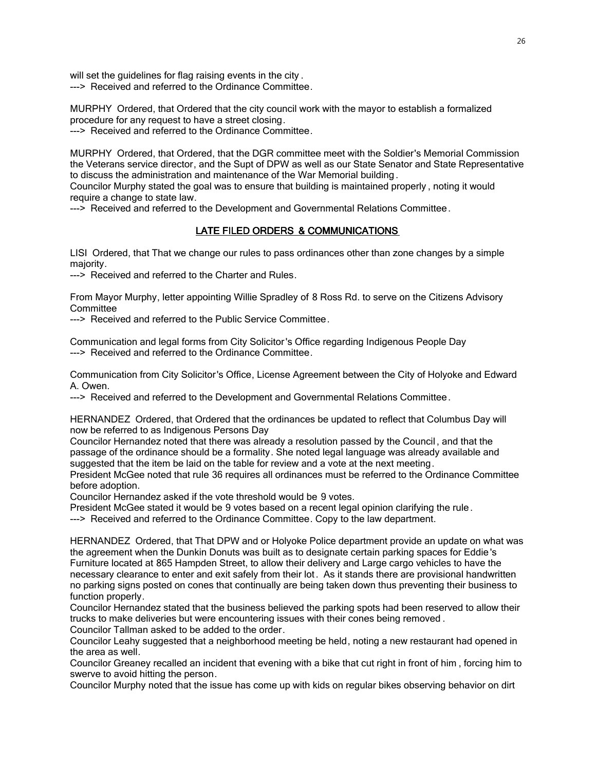will set the guidelines for flag raising events in the city.
---> Received and referred to the Ordinance Committee.

MURPHY Ordered, that Ordered that the city council work with the mayor to establish a formalized procedure for any request to have a street closing.
---> Received and referred to the Ordinance Committee.

MURPHY Ordered, that Ordered, that the DGR committee meet with the Soldier's Memorial Commission the Veterans service director, and the Supt of DPW as well as our State Senator and State Representative to discuss the administration and maintenance of the War Memorial building.
Councilor Murphy stated the goal was to ensure that building is maintained properly, noting it would require a change to state law.
---> Received and referred to the Development and Governmental Relations Committee.

## LATE FILED ORDERS & COMMUNICATIONS

LISI Ordered, that That we change our rules to pass ordinances other than zone changes by a simple majority.
---> Received and referred to the Charter and Rules.

From Mayor Murphy, letter appointing Willie Spradley of 8 Ross Rd. to serve on the Citizens Advisory Committee
---> Received and referred to the Public Service Committee.

Communication and legal forms from City Solicitor's Office regarding Indigenous People Day
---> Received and referred to the Ordinance Committee.

Communication from City Solicitor's Office, License Agreement between the City of Holyoke and Edward A. Owen.
---> Received and referred to the Development and Governmental Relations Committee.

HERNANDEZ Ordered, that Ordered that the ordinances be updated to reflect that Columbus Day will now be referred to as Indigenous Persons Day
Councilor Hernandez noted that there was already a resolution passed by the Council, and that the passage of the ordinance should be a formality. She noted legal language was already available and suggested that the item be laid on the table for review and a vote at the next meeting.
President McGee noted that rule 36 requires all ordinances must be referred to the Ordinance Committee before adoption.
Councilor Hernandez asked if the vote threshold would be 9 votes.
President McGee stated it would be 9 votes based on a recent legal opinion clarifying the rule.
---> Received and referred to the Ordinance Committee. Copy to the law department.

HERNANDEZ Ordered, that That DPW and or Holyoke Police department provide an update on what was the agreement when the Dunkin Donuts was built as to designate certain parking spaces for Eddie's Furniture located at 865 Hampden Street, to allow their delivery and Large cargo vehicles to have the necessary clearance to enter and exit safely from their lot. As it stands there are provisional handwritten no parking signs posted on cones that continually are being taken down thus preventing their business to function properly.
Councilor Hernandez stated that the business believed the parking spots had been reserved to allow their trucks to make deliveries but were encountering issues with their cones being removed.
Councilor Tallman asked to be added to the order.
Councilor Leahy suggested that a neighborhood meeting be held, noting a new restaurant had opened in the area as well.
Councilor Greaney recalled an incident that evening with a bike that cut right in front of him, forcing him to swerve to avoid hitting the person.
Councilor Murphy noted that the issue has come up with kids on regular bikes observing behavior on dirt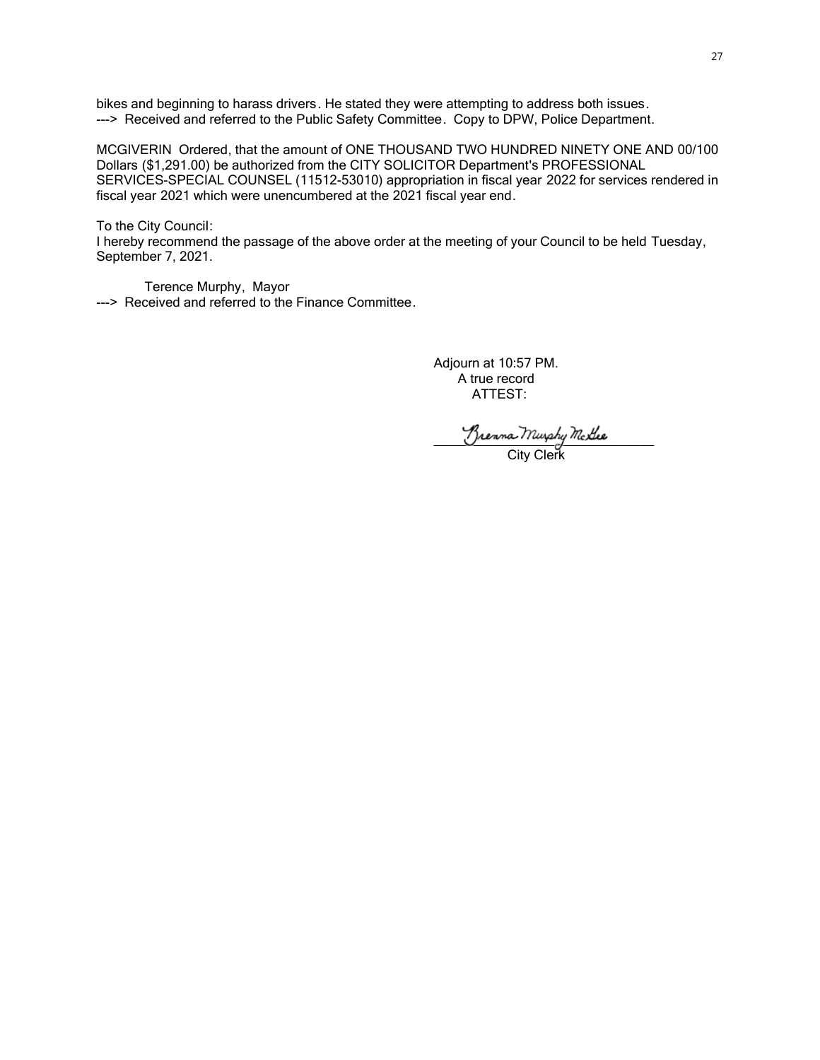bikes and beginning to harass drivers. He stated they were attempting to address both issues.
---> Received and referred to the Public Safety Committee. Copy to DPW, Police Department.

MCGIVERIN Ordered, that the amount of ONE THOUSAND TWO HUNDRED NINETY ONE AND 00/100 Dollars ($1,291.00) be authorized from the CITY SOLICITOR Department's PROFESSIONAL SERVICES-SPECIAL COUNSEL (11512-53010) appropriation in fiscal year 2022 for services rendered in fiscal year 2021 which were unencumbered at the 2021 fiscal year end.

To the City Council:
I hereby recommend the passage of the above order at the meeting of your Council to be held Tuesday, September 7, 2021.

Terence Murphy, Mayor
---> Received and referred to the Finance Committee.

Adjourn at 10:57 PM.
A true record
ATTEST:

Brenna Murphy McGee
City Clerk